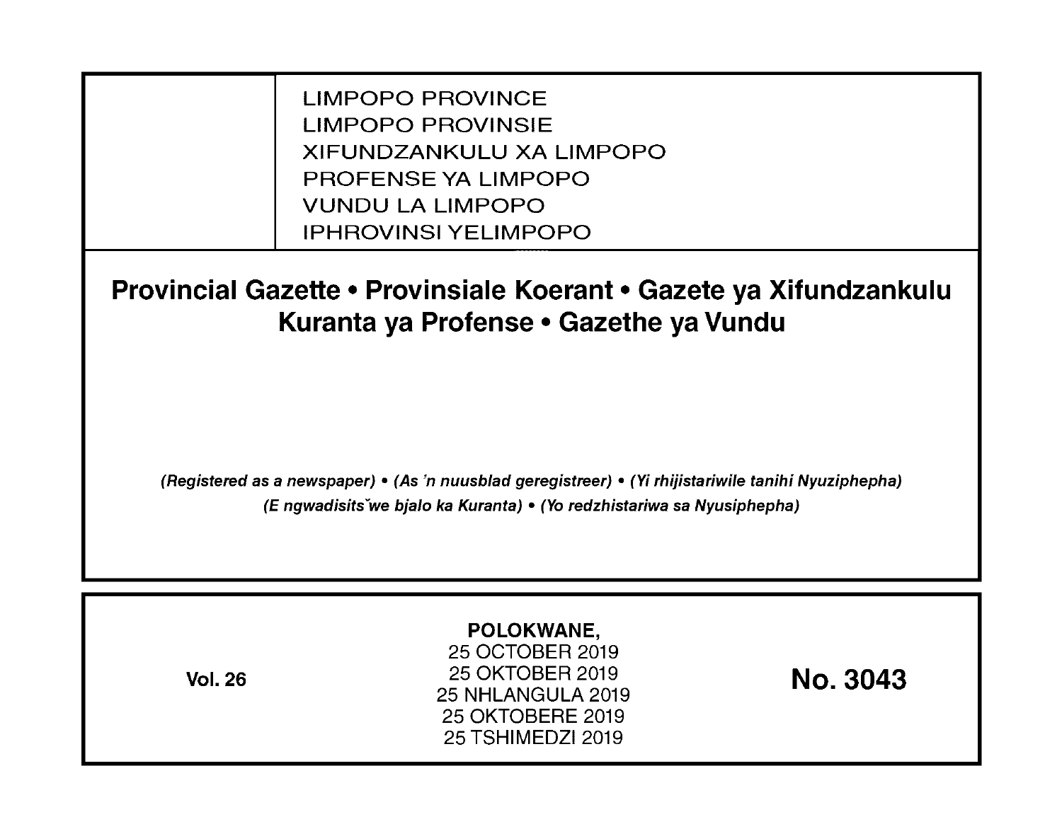LIMPOPO PROVINCE
LIMPOPO PROVINSIE
XIFUNDZANKULU XA LIMPOPO
PROFENSE YA LIMPOPO
VUNDU LA LIMPOPO
IPHROVINSI YELIMPOPO

# Provincial Gazette • Provinsiale Koerant • Gazete ya Xifundzankulu Kuranta ya Profense • Gazethe ya Vundu

*(Registered as a newspaper) • (As 'n nuusblad geregistreer) • (Yi rhijistariwile tanihi Nyuziphepha) (E ngwadisitšwe bjalo ka Kuranta) • (Yo redzhistariwa sa Nyusiphepha)*

**Vol. 26**

**POLOKWANE,**
25 OCTOBER 2019
25 OKTOBER 2019
25 NHLANGULA 2019
25 OKTOBERE 2019
25 TSHIMEDZI 2019

**No. 3043**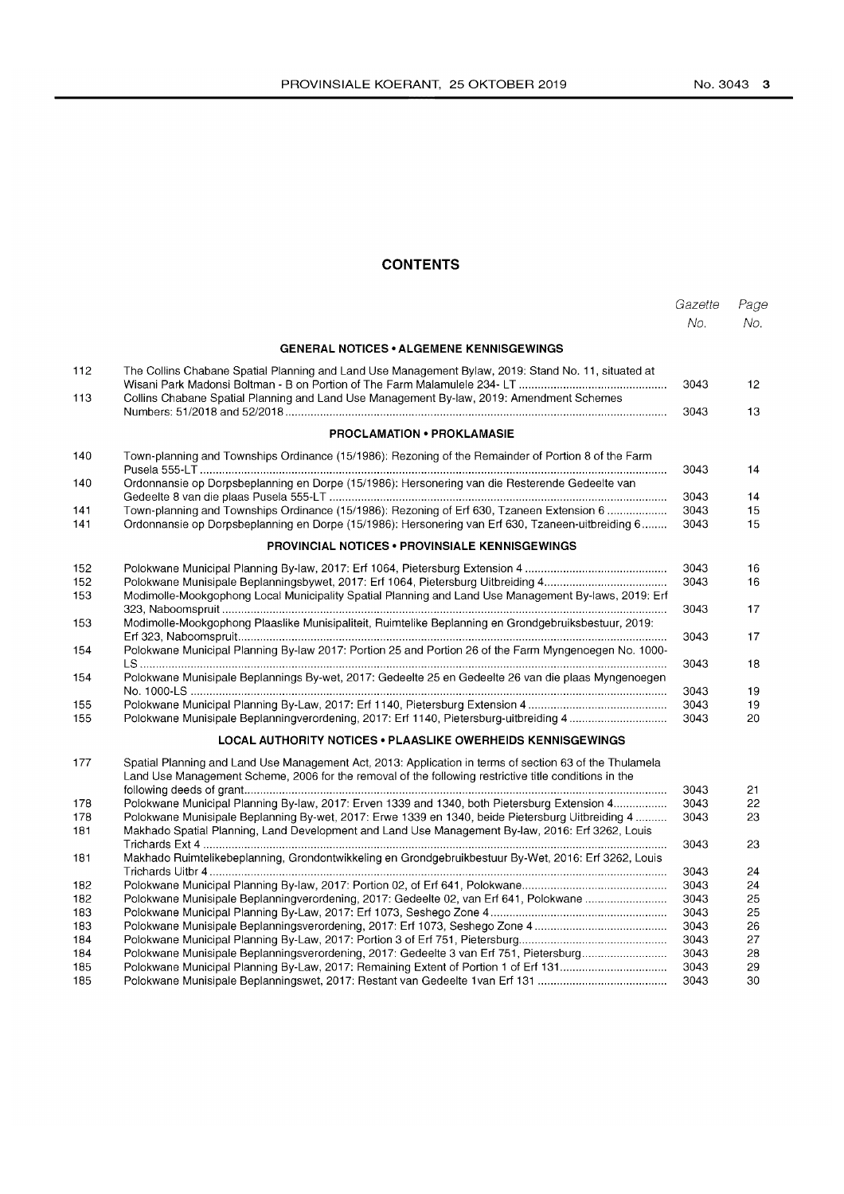# CONTENTS

| | | Gazette No. | Page No. |
|---|---|---|---|
| | **GENERAL NOTICES • ALGEMENE KENNISGEWINGS** | | |
| 112 | The Collins Chabane Spatial Planning and Land Use Management Bylaw, 2019: Stand No. 11, situated at Wisani Park Madonsi Boltman - B on Portion of The Farm Malamulele 234- LT | 3043 | 12 |
| 113 | Collins Chabane Spatial Planning and Land Use Management By-law, 2019: Amendment Schemes Numbers: 51/2018 and 52/2018 | 3043 | 13 |
| | **PROCLAMATION • PROKLAMASIE** | | |
| 140 | Town-planning and Townships Ordinance (15/1986): Rezoning of the Remainder of Portion 8 of the Farm Pusela 555-LT | 3043 | 14 |
| 140 | Ordonnansie op Dorpsbeplanning en Dorpe (15/1986): Hersonering van die Resterende Gedeelte van Gedeelte 8 van die plaas Pusela 555-LT | 3043 | 14 |
| 141 | Town-planning and Townships Ordinance (15/1986): Rezoning of Erf 630, Tzaneen Extension 6 | 3043 | 15 |
| 141 | Ordonnansie op Dorpsbeplanning en Dorpe (15/1986): Hersonering van Erf 630, Tzaneen-uitbreiding 6 | 3043 | 15 |
| | **PROVINCIAL NOTICES • PROVINSIALE KENNISGEWINGS** | | |
| 152 | Polokwane Municipal Planning By-law, 2017: Erf 1064, Pietersburg Extension 4 | 3043 | 16 |
| 152 | Polokwane Munisipale Beplanningsbywet, 2017: Erf 1064, Pietersburg Uitbreiding 4 | 3043 | 16 |
| 153 | Modimolle-Mookgophong Local Municipality Spatial Planning and Land Use Management By-laws, 2019: Erf 323, Naboomspruit | 3043 | 17 |
| 153 | Modimolle-Mookgophong Plaaslike Munisipaliteit, Ruimtelike Beplanning en Grondgebruiksbestuur, 2019: Erf 323, Naboomspruit | 3043 | 17 |
| 154 | Polokwane Municipal Planning By-law 2017: Portion 25 and Portion 26 of the Farm Myngenoegen No. 1000-LS | 3043 | 18 |
| 154 | Polokwane Munisipale Beplannings By-wet, 2017: Gedeelte 25 en Gedeelte 26 van die plaas Myngenoegen No. 1000-LS | 3043 | 19 |
| 155 | Polokwane Municipal Planning By-Law, 2017: Erf 1140, Pietersburg Extension 4 | 3043 | 19 |
| 155 | Polokwane Munisipale Beplanningverordening, 2017: Erf 1140, Pietersburg-uitbreiding 4 | 3043 | 20 |
| | **LOCAL AUTHORITY NOTICES • PLAASLIKE OWERHEIDS KENNISGEWINGS** | | |
| 177 | Spatial Planning and Land Use Management Act, 2013: Application in terms of section 63 of the Thulamela Land Use Management Scheme, 2006 for the removal of the following restrictive title conditions in the following deeds of grant | 3043 | 21 |
| 178 | Polokwane Municipal Planning By-law, 2017: Erven 1339 and 1340, both Pietersburg Extension 4 | 3043 | 22 |
| 178 | Polokwane Munisipale Beplanning By-wet, 2017: Erwe 1339 en 1340, beide Pietersburg Uitbreiding 4 | 3043 | 23 |
| 181 | Makhado Spatial Planning, Land Development and Land Use Management By-law, 2016: Erf 3262, Louis Trichards Ext 4 | 3043 | 23 |
| 181 | Makhado Ruimtelikebeplanning, Grondontwikkeling en Grondgebruikbestuur By-Wet, 2016: Erf 3262, Louis Trichards Uitbr 4 | 3043 | 24 |
| 182 | Polokwane Municipal Planning By-law, 2017: Portion 02, of Erf 641, Polokwane | 3043 | 24 |
| 182 | Polokwane Munisipale Beplanningverordening, 2017: Gedeelte 02, van Erf 641, Polokwane | 3043 | 25 |
| 183 | Polokwane Municipal Planning By-Law, 2017: Erf 1073, Seshego Zone 4 | 3043 | 25 |
| 183 | Polokwane Munisipale Beplanningsverordening, 2017: Erf 1073, Seshego Zone 4 | 3043 | 26 |
| 184 | Polokwane Municipal Planning By-Law, 2017: Portion 3 of Erf 751, Pietersburg | 3043 | 27 |
| 184 | Polokwane Munisipale Beplanningsverordening, 2017: Gedeelte 3 van Erf 751, Pietersburg | 3043 | 28 |
| 185 | Polokwane Municipal Planning By-Law, 2017: Remaining Extent of Portion 1 of Erf 131 | 3043 | 29 |
| 185 | Polokwane Munisipale Beplanningswet, 2017: Restant van Gedeelte 1van Erf 131 | 3043 | 30 |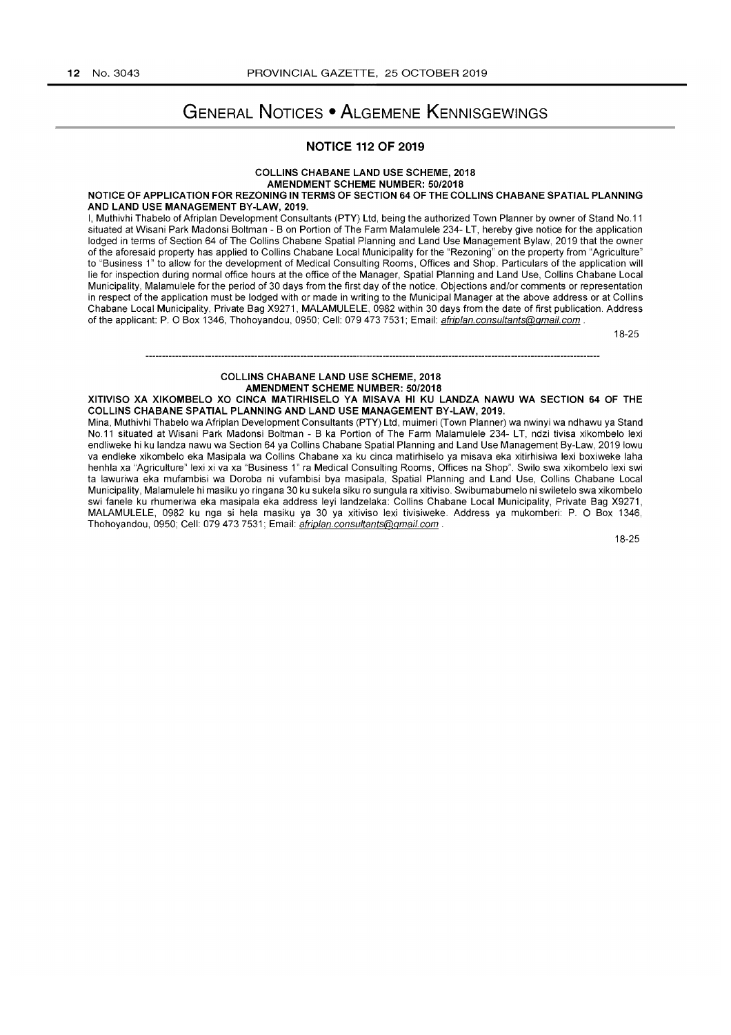# General Notices • Algemene Kennisgewings

## NOTICE 112 OF 2019

**COLLINS CHABANE LAND USE SCHEME, 2018**
**AMENDMENT SCHEME NUMBER: 50/2018**

**NOTICE OF APPLICATION FOR REZONING IN TERMS OF SECTION 64 OF THE COLLINS CHABANE SPATIAL PLANNING AND LAND USE MANAGEMENT BY-LAW, 2019.**

I, Muthivhi Thabelo of Afriplan Development Consultants (PTY) Ltd, being the authorized Town Planner by owner of Stand No.11 situated at Wisani Park Madonsi Boltman - B on Portion of The Farm Malamulele 234- LT, hereby give notice for the application lodged in terms of Section 64 of The Collins Chabane Spatial Planning and Land Use Management Bylaw, 2019 that the owner of the aforesaid property has applied to Collins Chabane Local Municipality for the "Rezoning" on the property from "Agriculture" to "Business 1" to allow for the development of Medical Consulting Rooms, Offices and Shop. Particulars of the application will lie for inspection during normal office hours at the office of the Manager, Spatial Planning and Land Use, Collins Chabane Local Municipality, Malamulele for the period of 30 days from the first day of the notice. Objections and/or comments or representation in respect of the application must be lodged with or made in writing to the Municipal Manager at the above address or at Collins Chabane Local Municipality, Private Bag X9271, MALAMULELE, 0982 within 30 days from the date of first publication. Address of the applicant: P. O Box 1346, Thohoyandou, 0950; Cell: 079 473 7531; Email: afriplan.consultants@gmail.com .

18-25

---

**COLLINS CHABANE LAND USE SCHEME, 2018**
**AMENDMENT SCHEME NUMBER: 50/2018**

**XITIVISO XA XIKOMBELO XO CINCA MATIRHISELO YA MISAVA HI KU LANDZA NAWU WA SECTION 64 OF THE COLLINS CHABANE SPATIAL PLANNING AND LAND USE MANAGEMENT BY-LAW, 2019.**

Mina, Muthivhi Thabelo wa Afriplan Development Consultants (PTY) Ltd, muimeri (Town Planner) wa nwinyi wa ndhawu ya Stand No.11 situated at Wisani Park Madonsi Boltman - B ka Portion of The Farm Malamulele 234- LT, ndzi tivisa xikombelo lexi endliweke hi ku landza nawu wa Section 64 ya Collins Chabane Spatial Planning and Land Use Management By-Law, 2019 lowu va endleke xikombelo eka Masipala wa Collins Chabane xa ku cinca matirhiselo ya misava eka xitirhisiwa lexi boxiweke laha henhla xa "Agriculture" lexi xi va xa "Business 1" ra Medical Consulting Rooms, Offices na Shop". Swilo swa xikombelo lexi swi ta lawuriwa eka mufambisi wa Doroba ni vufambisi bya masipala, Spatial Planning and Land Use, Collins Chabane Local Municipality, Malamulele hi masiku yo ringana 30 ku sukela siku ro sungula ra xitiviso. Swibumabumelo ni swiletelo swa xikombelo swi fanele ku rhumeriwa eka masipala eka address leyi landzelaka: Collins Chabane Local Municipality, Private Bag X9271, MALAMULELE, 0982 ku nga si hela masiku ya 30 ya xitiviso lexi tivisiweke. Address ya mukomberi: P. O Box 1346, Thohoyandou, 0950; Cell: 079 473 7531; Email: afriplan.consultants@gmail.com .

18-25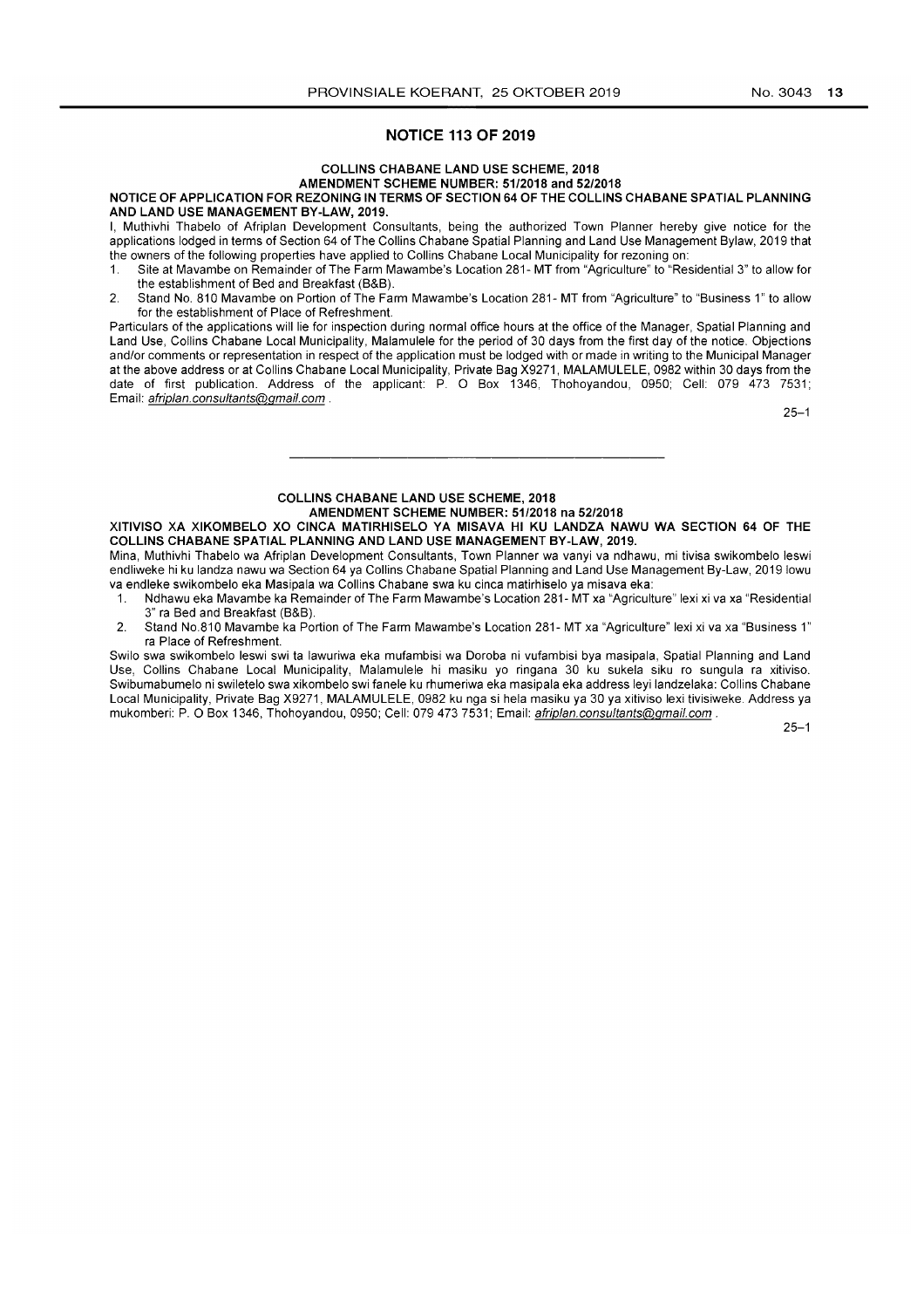## NOTICE 113 OF 2019

**COLLINS CHABANE LAND USE SCHEME, 2018**
**AMENDMENT SCHEME NUMBER: 51/2018 and 52/2018**

**NOTICE OF APPLICATION FOR REZONING IN TERMS OF SECTION 64 OF THE COLLINS CHABANE SPATIAL PLANNING AND LAND USE MANAGEMENT BY-LAW, 2019.**

I, Muthivhi Thabelo of Afriplan Development Consultants, being the authorized Town Planner hereby give notice for the applications lodged in terms of Section 64 of The Collins Chabane Spatial Planning and Land Use Management Bylaw, 2019 that the owners of the following properties have applied to Collins Chabane Local Municipality for rezoning on:

1. Site at Mavambe on Remainder of The Farm Mawambe's Location 281- MT from "Agriculture" to "Residential 3" to allow for the establishment of Bed and Breakfast (B&B).
2. Stand No. 810 Mavambe on Portion of The Farm Mawambe's Location 281- MT from "Agriculture" to "Business 1" to allow for the establishment of Place of Refreshment.

Particulars of the applications will lie for inspection during normal office hours at the office of the Manager, Spatial Planning and Land Use, Collins Chabane Local Municipality, Malamulele for the period of 30 days from the first day of the notice. Objections and/or comments or representation in respect of the application must be lodged with or made in writing to the Municipal Manager at the above address or at Collins Chabane Local Municipality, Private Bag X9271, MALAMULELE, 0982 within 30 days from the date of first publication. Address of the applicant: P. O Box 1346, Thohoyandou, 0950; Cell: 079 473 7531; Email: *afriplan.consultants@gmail.com* .

25–1

---

**COLLINS CHABANE LAND USE SCHEME, 2018**
**AMENDMENT SCHEME NUMBER: 51/2018 na 52/2018**

**XITIVISO XA XIKOMBELO XO CINCA MATIRHISELO YA MISAVA HI KU LANDZA NAWU WA SECTION 64 OF THE COLLINS CHABANE SPATIAL PLANNING AND LAND USE MANAGEMENT BY-LAW, 2019.**

Mina, Muthivhi Thabelo wa Afriplan Development Consultants, Town Planner wa vanyi va ndhawu, mi tivisa swikombelo leswi endliweke hi ku landza nawu wa Section 64 ya Collins Chabane Spatial Planning and Land Use Management By-Law, 2019 lowu va endleke swikombelo eka Masipala wa Collins Chabane swa ku cinca matirhiselo ya misava eka:

1. Ndhawu eka Mavambe ka Remainder of The Farm Mawambe's Location 281- MT xa "Agriculture" lexi xi va xa "Residential 3" ra Bed and Breakfast (B&B).
2. Stand No.810 Mavambe ka Portion of The Farm Mawambe's Location 281- MT xa "Agriculture" lexi xi va xa "Business 1" ra Place of Refreshment.

Swilo swa swikombelo leswi swi ta lawuriwa eka mufambisi wa Doroba ni vufambisi bya masipala, Spatial Planning and Land Use, Collins Chabane Local Municipality, Malamulele hi masiku yo ringana 30 ku sukela siku ro sungula ra xitiviso. Swibumabumelo ni swiletelo swa xikombelo swi fanele ku rhumeriwa eka masipala eka address leyi landzelaka: Collins Chabane Local Municipality, Private Bag X9271, MALAMULELE, 0982 ku nga si hela masiku ya 30 ya xitiviso lexi tivisiweke. Address ya mukomberi: P. O Box 1346, Thohoyandou, 0950; Cell: 079 473 7531; Email: *afriplan.consultants@gmail.com* .

25–1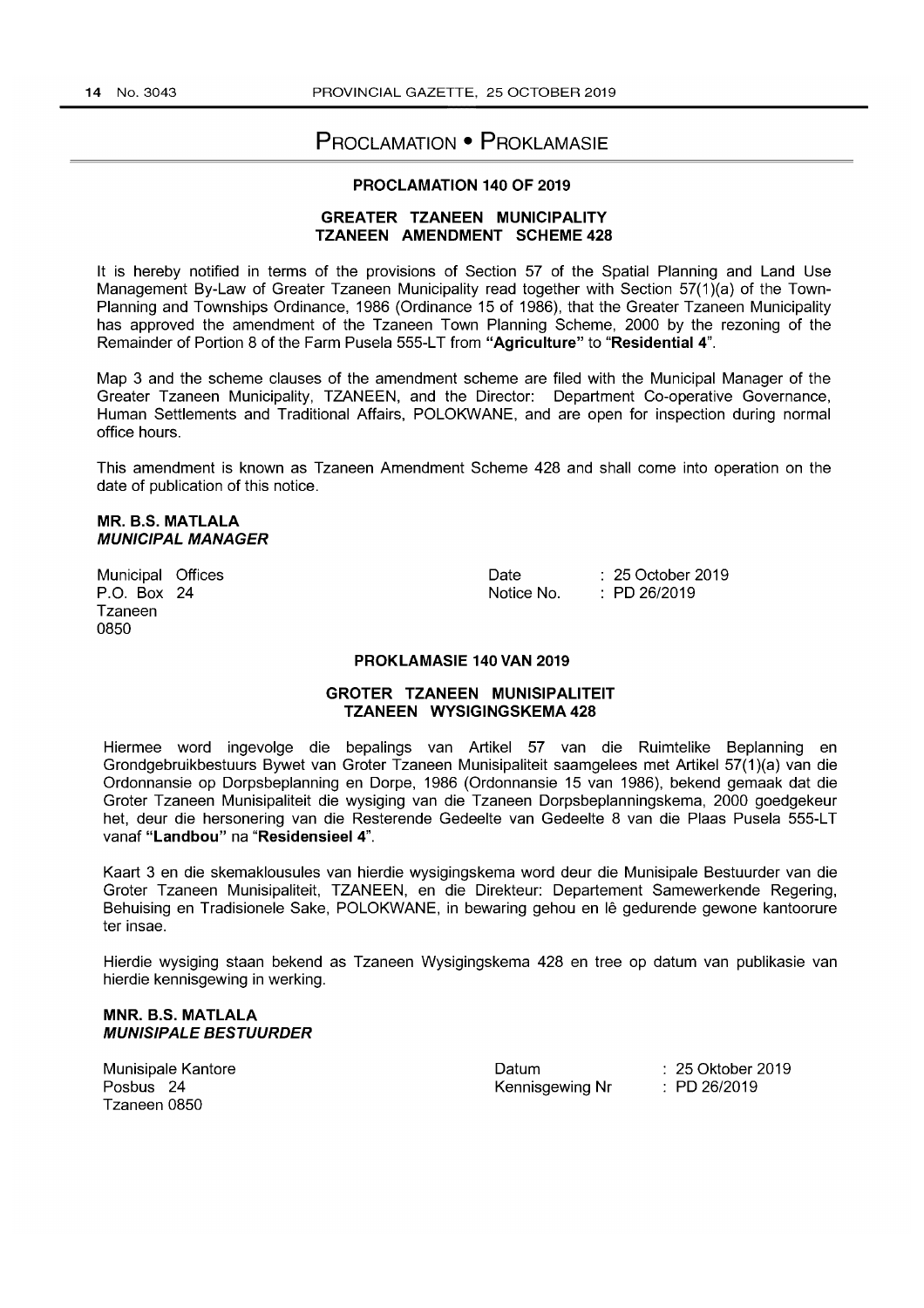# Proclamation • Proklamasie

## PROCLAMATION 140 OF 2019

### GREATER TZANEEN MUNICIPALITY
### TZANEEN AMENDMENT SCHEME 428

It is hereby notified in terms of the provisions of Section 57 of the Spatial Planning and Land Use Management By-Law of Greater Tzaneen Municipality read together with Section 57(1)(a) of the Town-Planning and Townships Ordinance, 1986 (Ordinance 15 of 1986), that the Greater Tzaneen Municipality has approved the amendment of the Tzaneen Town Planning Scheme, 2000 by the rezoning of the Remainder of Portion 8 of the Farm Pusela 555-LT from **"Agriculture"** to "**Residential 4**".

Map 3 and the scheme clauses of the amendment scheme are filed with the Municipal Manager of the Greater Tzaneen Municipality, TZANEEN, and the Director: Department Co-operative Governance, Human Settlements and Traditional Affairs, POLOKWANE, and are open for inspection during normal office hours.

This amendment is known as Tzaneen Amendment Scheme 428 and shall come into operation on the date of publication of this notice.

**MR. B.S. MATLALA**
***MUNICIPAL MANAGER***

Municipal Offices
P.O. Box 24
Tzaneen
0850

Date : 25 October 2019
Notice No. : PD 26/2019

## PROKLAMASIE 140 VAN 2019

### GROTER TZANEEN MUNISIPALITEIT
### TZANEEN WYSIGINGSKEMA 428

Hiermee word ingevolge die bepalings van Artikel 57 van die Ruimtelike Beplanning en Grondgebruikbestuurs Bywet van Groter Tzaneen Munisipaliteit saamgelees met Artikel 57(1)(a) van die Ordonnansie op Dorpsbeplanning en Dorpe, 1986 (Ordonnansie 15 van 1986), bekend gemaak dat die Groter Tzaneen Munisipaliteit die wysiging van die Tzaneen Dorpsbeplanningskema, 2000 goedgekeur het, deur die hersonering van die Resterende Gedeelte van Gedeelte 8 van die Plaas Pusela 555-LT vanaf **"Landbou"** na "**Residensieel 4**".

Kaart 3 en die skemaklousules van hierdie wysigingskema word deur die Munisipale Bestuurder van die Groter Tzaneen Munisipaliteit, TZANEEN, en die Direkteur: Departement Samewerkende Regering, Behuising en Tradisionele Sake, POLOKWANE, in bewaring gehou en lê gedurende gewone kantoorure ter insae.

Hierdie wysiging staan bekend as Tzaneen Wysigingskema 428 en tree op datum van publikasie van hierdie kennisgewing in werking.

**MNR. B.S. MATLALA**
***MUNISIPALE BESTUURDER***

Munisipale Kantore
Posbus 24
Tzaneen 0850

Datum : 25 Oktober 2019
Kennisgewing Nr : PD 26/2019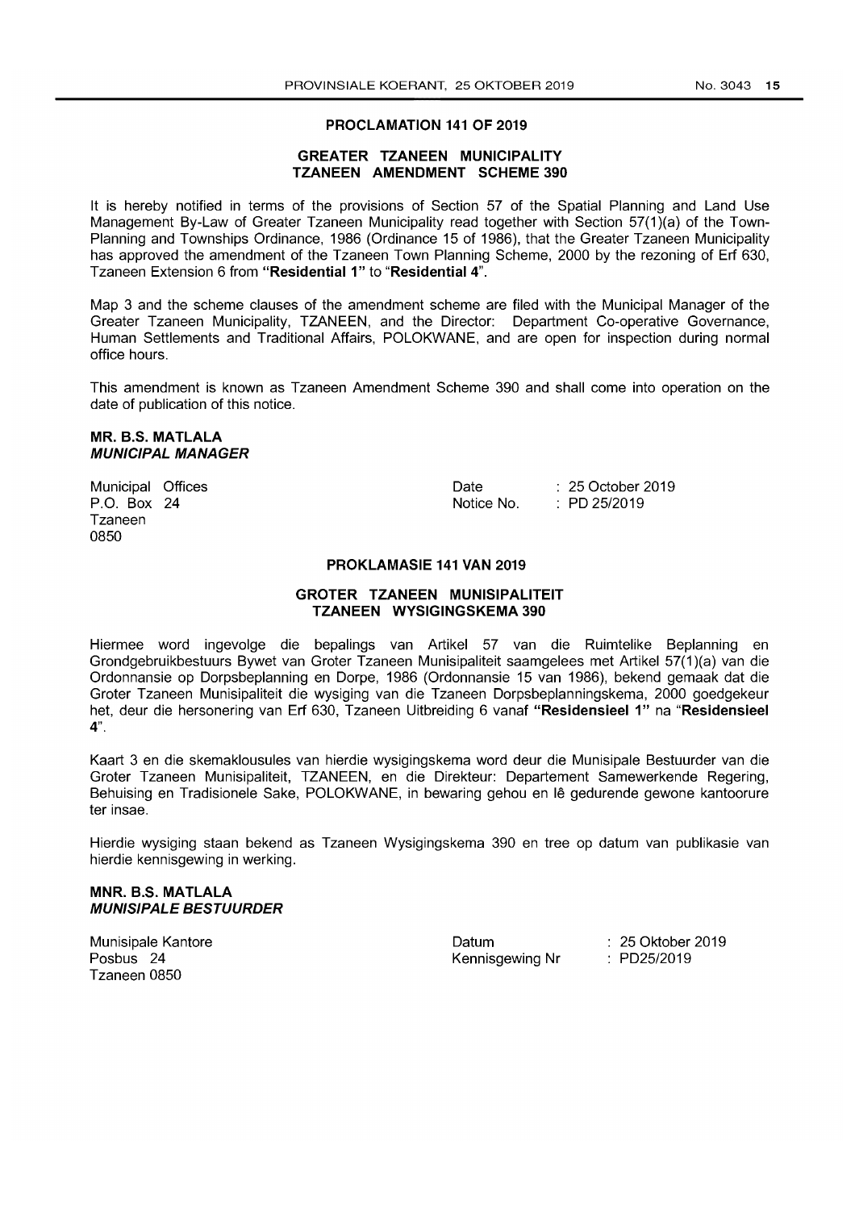## PROCLAMATION 141 OF 2019

### GREATER TZANEEN MUNICIPALITY
### TZANEEN AMENDMENT SCHEME 390

It is hereby notified in terms of the provisions of Section 57 of the Spatial Planning and Land Use Management By-Law of Greater Tzaneen Municipality read together with Section 57(1)(a) of the Town-Planning and Townships Ordinance, 1986 (Ordinance 15 of 1986), that the Greater Tzaneen Municipality has approved the amendment of the Tzaneen Town Planning Scheme, 2000 by the rezoning of Erf 630, Tzaneen Extension 6 from **"Residential 1"** to "**Residential 4**".

Map 3 and the scheme clauses of the amendment scheme are filed with the Municipal Manager of the Greater Tzaneen Municipality, TZANEEN, and the Director: Department Co-operative Governance, Human Settlements and Traditional Affairs, POLOKWANE, and are open for inspection during normal office hours.

This amendment is known as Tzaneen Amendment Scheme 390 and shall come into operation on the date of publication of this notice.

**MR. B.S. MATLALA**
***MUNICIPAL MANAGER***

Municipal Offices
P.O. Box 24
Tzaneen
0850

Date : 25 October 2019
Notice No. : PD 25/2019

## PROKLAMASIE 141 VAN 2019

### GROTER TZANEEN MUNISIPALITEIT
### TZANEEN WYSIGINGSKEMA 390

Hiermee word ingevolge die bepalings van Artikel 57 van die Ruimtelike Beplanning en Grondgebruikbestuurs Bywet van Groter Tzaneen Munisipaliteit saamgelees met Artikel 57(1)(a) van die Ordonnansie op Dorpsbeplanning en Dorpe, 1986 (Ordonnansie 15 van 1986), bekend gemaak dat die Groter Tzaneen Munisipaliteit die wysiging van die Tzaneen Dorpsbeplanningskema, 2000 goedgekeur het, deur die hersonering van Erf 630, Tzaneen Uitbreiding 6 vanaf **"Residensieel 1"** na "**Residensieel 4**".

Kaart 3 en die skemaklousules van hierdie wysigingskema word deur die Munisipale Bestuurder van die Groter Tzaneen Munisipaliteit, TZANEEN, en die Direkteur: Departement Samewerkende Regering, Behuising en Tradisionele Sake, POLOKWANE, in bewaring gehou en lê gedurende gewone kantoorure ter insae.

Hierdie wysiging staan bekend as Tzaneen Wysigingskema 390 en tree op datum van publikasie van hierdie kennisgewing in werking.

**MNR. B.S. MATLALA**
***MUNISIPALE BESTUURDER***

Munisipale Kantore
Posbus 24
Tzaneen 0850

Datum : 25 Oktober 2019
Kennisgewing Nr : PD25/2019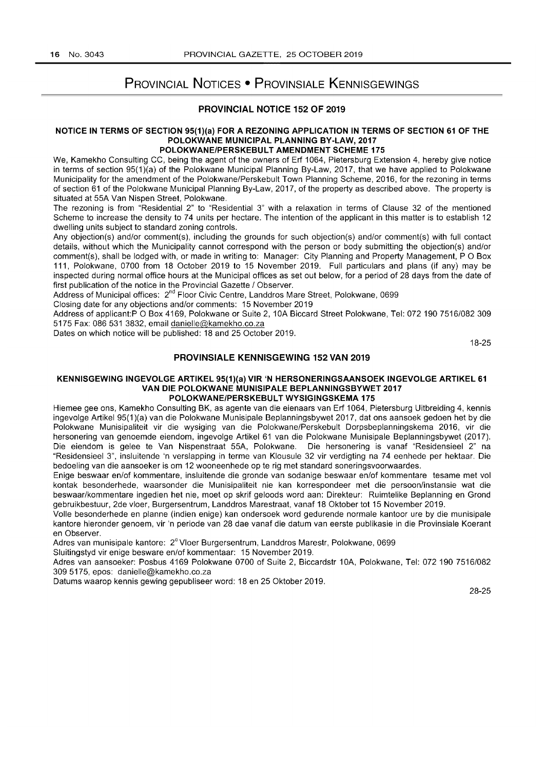# PROVINCIAL NOTICES • PROVINSIALE KENNISGEWINGS

## PROVINCIAL NOTICE 152 OF 2019

### NOTICE IN TERMS OF SECTION 95(1)(a) FOR A REZONING APPLICATION IN TERMS OF SECTION 61 OF THE POLOKWANE MUNICIPAL PLANNING BY-LAW, 2017 POLOKWANE/PERSKEBULT AMENDMENT SCHEME 175

We, Kamekho Consulting CC, being the agent of the owners of Erf 1064, Pietersburg Extension 4, hereby give notice in terms of section 95(1)(a) of the Polokwane Municipal Planning By-Law, 2017, that we have applied to Polokwane Municipality for the amendment of the Polokwane/Perskebult Town Planning Scheme, 2016, for the rezoning in terms of section 61 of the Polokwane Municipal Planning By-Law, 2017, of the property as described above. The property is situated at 55A Van Nispen Street, Polokwane.

The rezoning is from "Residential 2" to "Residential 3" with a relaxation in terms of Clause 32 of the mentioned Scheme to increase the density to 74 units per hectare. The intention of the applicant in this matter is to establish 12 dwelling units subject to standard zoning controls.

Any objection(s) and/or comment(s), including the grounds for such objection(s) and/or comment(s) with full contact details, without which the Municipality cannot correspond with the person or body submitting the objection(s) and/or comment(s), shall be lodged with, or made in writing to: Manager: City Planning and Property Management, P O Box 111, Polokwane, 0700 from 18 October 2019 to 15 November 2019. Full particulars and plans (if any) may be inspected during normal office hours at the Municipal offices as set out below, for a period of 28 days from the date of first publication of the notice in the Provincial Gazette / Observer.

Address of Municipal offices: 2nd Floor Civic Centre, Landdros Mare Street, Polokwane, 0699

Closing date for any objections and/or comments: 15 November 2019

Address of applicant:P O Box 4169, Polokwane or Suite 2, 10A Biccard Street Polokwane, Tel: 072 190 7516/082 309 5175 Fax: 086 531 3832, email danielle@kamekho.co.za

Dates on which notice will be published: 18 and 25 October 2019.

18-25

## PROVINSIALE KENNISGEWING 152 VAN 2019

### KENNISGEWING INGEVOLGE ARTIKEL 95(1)(a) VIR 'N HERSONERINGSAANSOEK INGEVOLGE ARTIKEL 61 VAN DIE POLOKWANE MUNISIPALE BEPLANNINGSBYWET 2017 POLOKWANE/PERSKEBULT WYSIGINGSKEMA 175

Hiernee gee ons, Kamekho Consulting BK, as agente van die eienaars van Erf 1064, Pietersburg Uitbreiding 4, kennis ingevolge Artikel 95(1)(a) van die Polokwane Munisipale Beplanningsbywet 2017, dat ons aansoek gedoen het by die Polokwane Munisipaliteit vir die wysiging van die Polokwane/Perskebult Dorpsbeplanningskema 2016, vir die hersonering van genoemde eiendom, ingevolge Artikel 61 van die Polokwane Munisipale Beplanningsbywet (2017). Die eiendom is gelee te Van Nispenstraat 55A, Polokwane. Die hersonering is vanaf "Residensieel 2" na "Residensieel 3", insluitende 'n verslapping in terme van Klousule 32 vir verdigting na 74 eenhede per hektaar. Die bedoeling van die aansoeker is om 12 wooneenhede op te rig met standard soneringsvoorwaardes.

Enige beswaar en/of kommentare, insluitende die gronde van sodanige beswaar en/of kommentare tesame met vol kontak besonderhede, waarsonder die Munisipaliteit nie kan korrespondeer met die persoon/instansie wat die beswaar/kommentare ingedien het nie, moet op skrif gelood word aan: Direkteur: Ruimtelike Beplanning en Grond gebruikbestuur, 2de vloer, Burgersentrum, Landdros Marestraat, vanaf 18 Oktober tot 15 November 2019.

Volle besonderhede en planne (indien enige) kan ondersoek word gedurende normale kantoor ure by die munisipale kantore hieronder genoem, vir 'n periode van 28 dae vanaf die datum van eerste publikasie in die Provinsiale Koerant en Observer.

Adres van munisipale kantore: 2e Vloer Burgersentrum, Landdros Marestr, Polokwane, 0699

Sluitingstyd vir enige besware en/of kommentaar: 15 November 2019.

Adres van aansoeker: Posbus 4169 Polokwane 0700 of Suite 2, Biccardstr 10A, Polokwane, Tel: 072 190 7516/082 309 5175, epos: danielle@kamekho.co.za

Datums waarop kennis gewing gepubliseer word: 18 en 25 Oktober 2019.

28-25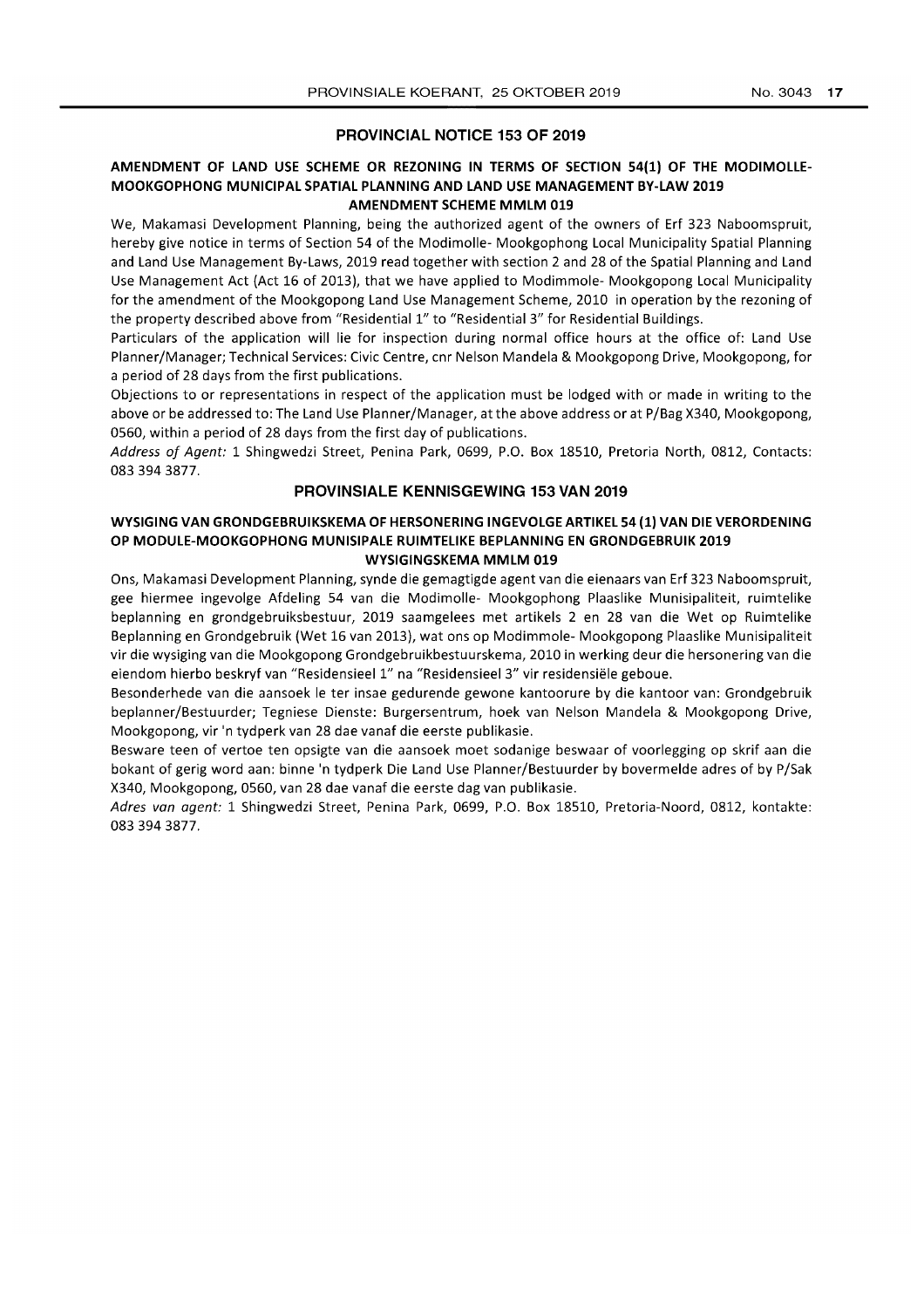## PROVINCIAL NOTICE 153 OF 2019

### AMENDMENT OF LAND USE SCHEME OR REZONING IN TERMS OF SECTION 54(1) OF THE MODIMOLLE-MOOKGOPHONG MUNICIPAL SPATIAL PLANNING AND LAND USE MANAGEMENT BY-LAW 2019 AMENDMENT SCHEME MMLM 019

We, Makamasi Development Planning, being the authorized agent of the owners of Erf 323 Naboomspruit, hereby give notice in terms of Section 54 of the Modimolle- Mookgophong Local Municipality Spatial Planning and Land Use Management By-Laws, 2019 read together with section 2 and 28 of the Spatial Planning and Land Use Management Act (Act 16 of 2013), that we have applied to Modimmole- Mookgopong Local Municipality for the amendment of the Mookgopong Land Use Management Scheme, 2010 in operation by the rezoning of the property described above from "Residential 1" to "Residential 3" for Residential Buildings.

Particulars of the application will lie for inspection during normal office hours at the office of: Land Use Planner/Manager; Technical Services: Civic Centre, cnr Nelson Mandela & Mookgopong Drive, Mookgopong, for a period of 28 days from the first publications.

Objections to or representations in respect of the application must be lodged with or made in writing to the above or be addressed to: The Land Use Planner/Manager, at the above address or at P/Bag X340, Mookgopong, 0560, within a period of 28 days from the first day of publications.

*Address of Agent:* 1 Shingwedzi Street, Penina Park, 0699, P.O. Box 18510, Pretoria North, 0812, Contacts: 083 394 3877.

## PROVINSIALE KENNISGEWING 153 VAN 2019

### WYSIGING VAN GRONDGEBRUIKSKEMA OF HERSONERING INGEVOLGE ARTIKEL 54 (1) VAN DIE VERORDENING OP MODULE-MOOKGOPHONG MUNISIPALE RUIMTELIKE BEPLANNING EN GRONDGEBRUIK 2019 WYSIGINGSKEMA MMLM 019

Ons, Makamasi Development Planning, synde die gemagtigde agent van die eienaars van Erf 323 Naboomspruit, gee hiermee ingevolge Afdeling 54 van die Modimolle- Mookgophong Plaaslike Munisipaliteit, ruimtelike beplanning en grondgebruiksbestuur, 2019 saamgelees met artikels 2 en 28 van die Wet op Ruimtelike Beplanning en Grondgebruik (Wet 16 van 2013), wat ons op Modimmole- Mookgopong Plaaslike Munisipaliteit vir die wysiging van die Mookgopong Grondgebruikbestuurskema, 2010 in werking deur die hersonering van die eiendom hierbo beskryf van "Residensieel 1" na "Residensieel 3" vir residensiële geboue.

Besonderhede van die aansoek le ter insae gedurende gewone kantoorure by die kantoor van: Grondgebruik beplanner/Bestuurder; Tegniese Dienste: Burgersentrum, hoek van Nelson Mandela & Mookgopong Drive, Mookgopong, vir 'n tydperk van 28 dae vanaf die eerste publikasie.

Besware teen of vertoe ten opsigte van die aansoek moet sodanige beswaar of voorlegging op skrif aan die bokant of gerig word aan: binne 'n tydperk Die Land Use Planner/Bestuurder by bovermelde adres of by P/Sak X340, Mookgopong, 0560, van 28 dae vanaf die eerste dag van publikasie.

*Adres van agent:* 1 Shingwedzi Street, Penina Park, 0699, P.O. Box 18510, Pretoria-Noord, 0812, kontakte: 083 394 3877.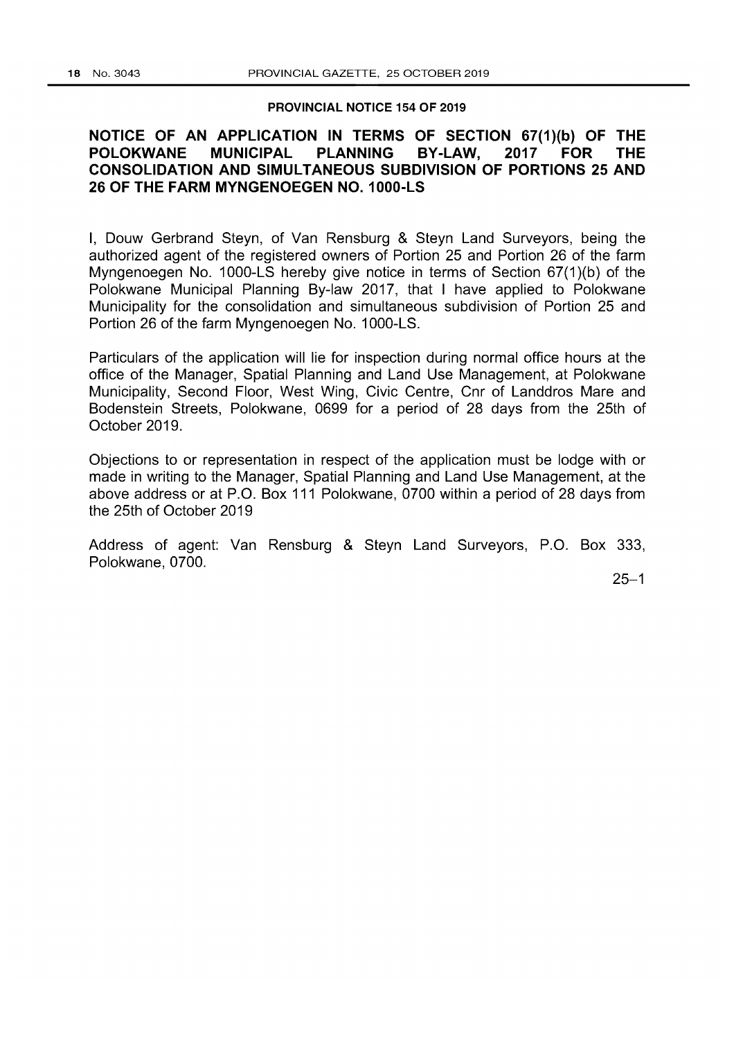**PROVINCIAL NOTICE 154 OF 2019**

## NOTICE OF AN APPLICATION IN TERMS OF SECTION 67(1)(b) OF THE POLOKWANE MUNICIPAL PLANNING BY-LAW, 2017 FOR THE CONSOLIDATION AND SIMULTANEOUS SUBDIVISION OF PORTIONS 25 AND 26 OF THE FARM MYNGENOEGEN NO. 1000-LS

I, Douw Gerbrand Steyn, of Van Rensburg & Steyn Land Surveyors, being the authorized agent of the registered owners of Portion 25 and Portion 26 of the farm Myngenoegen No. 1000-LS hereby give notice in terms of Section 67(1)(b) of the Polokwane Municipal Planning By-law 2017, that I have applied to Polokwane Municipality for the consolidation and simultaneous subdivision of Portion 25 and Portion 26 of the farm Myngenoegen No. 1000-LS.

Particulars of the application will lie for inspection during normal office hours at the office of the Manager, Spatial Planning and Land Use Management, at Polokwane Municipality, Second Floor, West Wing, Civic Centre, Cnr of Landdros Mare and Bodenstein Streets, Polokwane, 0699 for a period of 28 days from the 25th of October 2019.

Objections to or representation in respect of the application must be lodge with or made in writing to the Manager, Spatial Planning and Land Use Management, at the above address or at P.O. Box 111 Polokwane, 0700 within a period of 28 days from the 25th of October 2019

Address of agent: Van Rensburg & Steyn Land Surveyors, P.O. Box 333, Polokwane, 0700.

25–1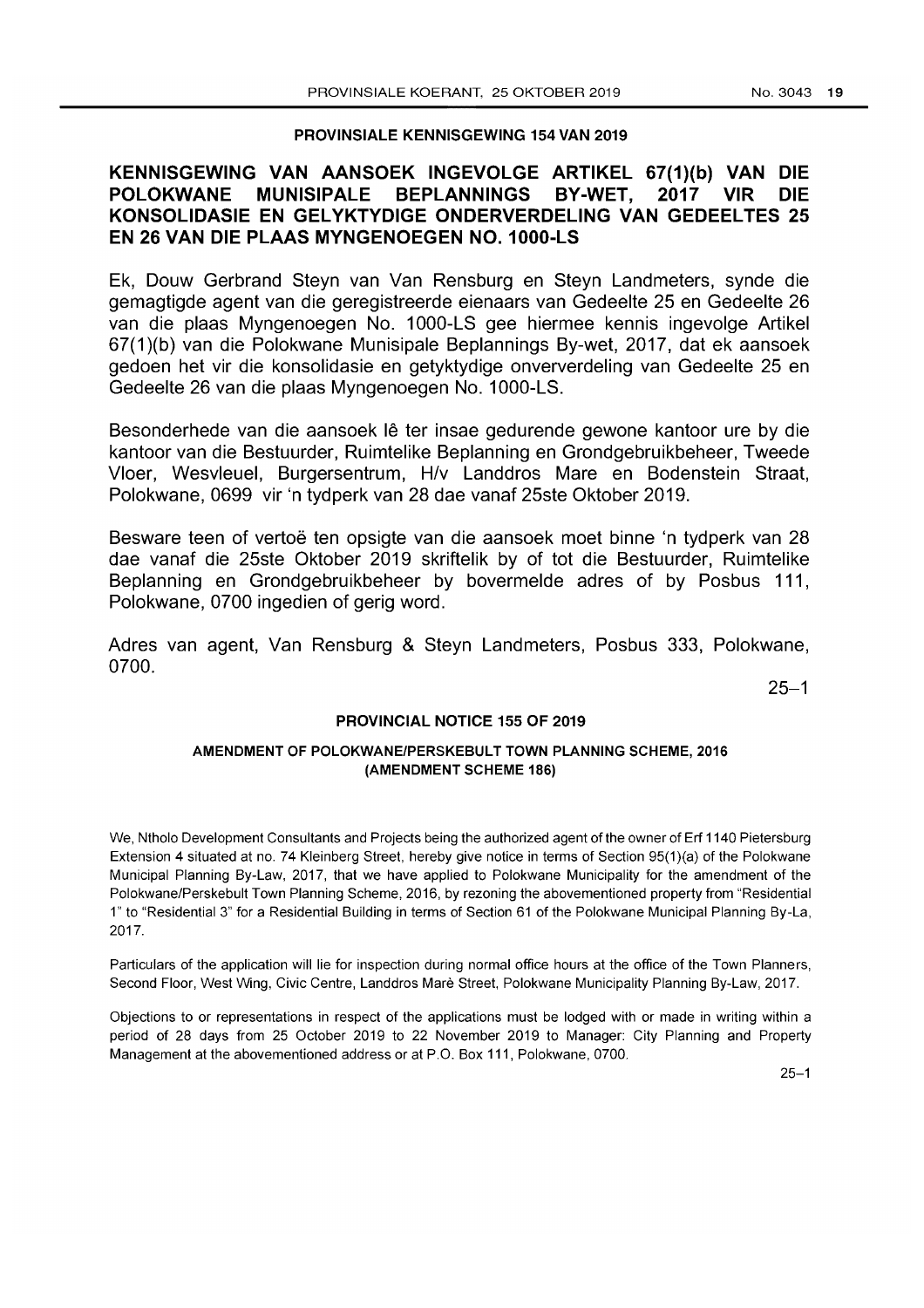## PROVINSIALE KENNISGEWING 154 VAN 2019

## KENNISGEWING VAN AANSOEK INGEVOLGE ARTIKEL 67(1)(b) VAN DIE POLOKWANE MUNISIPALE BEPLANNINGS BY-WET, 2017 VIR DIE KONSOLIDASIE EN GELYKTYDIGE ONDERVERDELING VAN GEDEELTES 25 EN 26 VAN DIE PLAAS MYNGENOEGEN NO. 1000-LS

Ek, Douw Gerbrand Steyn van Van Rensburg en Steyn Landmeters, synde die gemagtigde agent van die geregistreerde eienaars van Gedeelte 25 en Gedeelte 26 van die plaas Myngenoegen No. 1000-LS gee hiermee kennis ingevolge Artikel 67(1)(b) van die Polokwane Munisipale Beplannings By-wet, 2017, dat ek aansoek gedoen het vir die konsolidasie en getyktydige onververdeling van Gedeelte 25 en Gedeelte 26 van die plaas Myngenoegen No. 1000-LS.

Besonderhede van die aansoek lê ter insae gedurende gewone kantoor ure by die kantoor van die Bestuurder, Ruimtelike Beplanning en Grondgebruikbeheer, Tweede Vloer, Wesvleuel, Burgersentrum, H/v Landdros Mare en Bodenstein Straat, Polokwane, 0699 vir 'n tydperk van 28 dae vanaf 25ste Oktober 2019.

Besware teen of vertoë ten opsigte van die aansoek moet binne 'n tydperk van 28 dae vanaf die 25ste Oktober 2019 skriftelik by of tot die Bestuurder, Ruimtelike Beplanning en Grondgebruikbeheer by bovermelde adres of by Posbus 111, Polokwane, 0700 ingedien of gerig word.

Adres van agent, Van Rensburg & Steyn Landmeters, Posbus 333, Polokwane, 0700.

25–1

## PROVINCIAL NOTICE 155 OF 2019

### AMENDMENT OF POLOKWANE/PERSKEBULT TOWN PLANNING SCHEME, 2016 (AMENDMENT SCHEME 186)

We, Ntholo Development Consultants and Projects being the authorized agent of the owner of Erf 1140 Pietersburg Extension 4 situated at no. 74 Kleinberg Street, hereby give notice in terms of Section 95(1)(a) of the Polokwane Municipal Planning By-Law, 2017, that we have applied to Polokwane Municipality for the amendment of the Polokwane/Perskebult Town Planning Scheme, 2016, by rezoning the abovementioned property from "Residential 1" to "Residential 3" for a Residential Building in terms of Section 61 of the Polokwane Municipal Planning By-La, 2017.

Particulars of the application will lie for inspection during normal office hours at the office of the Town Planners, Second Floor, West Wing, Civic Centre, Landdros Marè Street, Polokwane Municipality Planning By-Law, 2017.

Objections to or representations in respect of the applications must be lodged with or made in writing within a period of 28 days from 25 October 2019 to 22 November 2019 to Manager: City Planning and Property Management at the abovementioned address or at P.O. Box 111, Polokwane, 0700.

25–1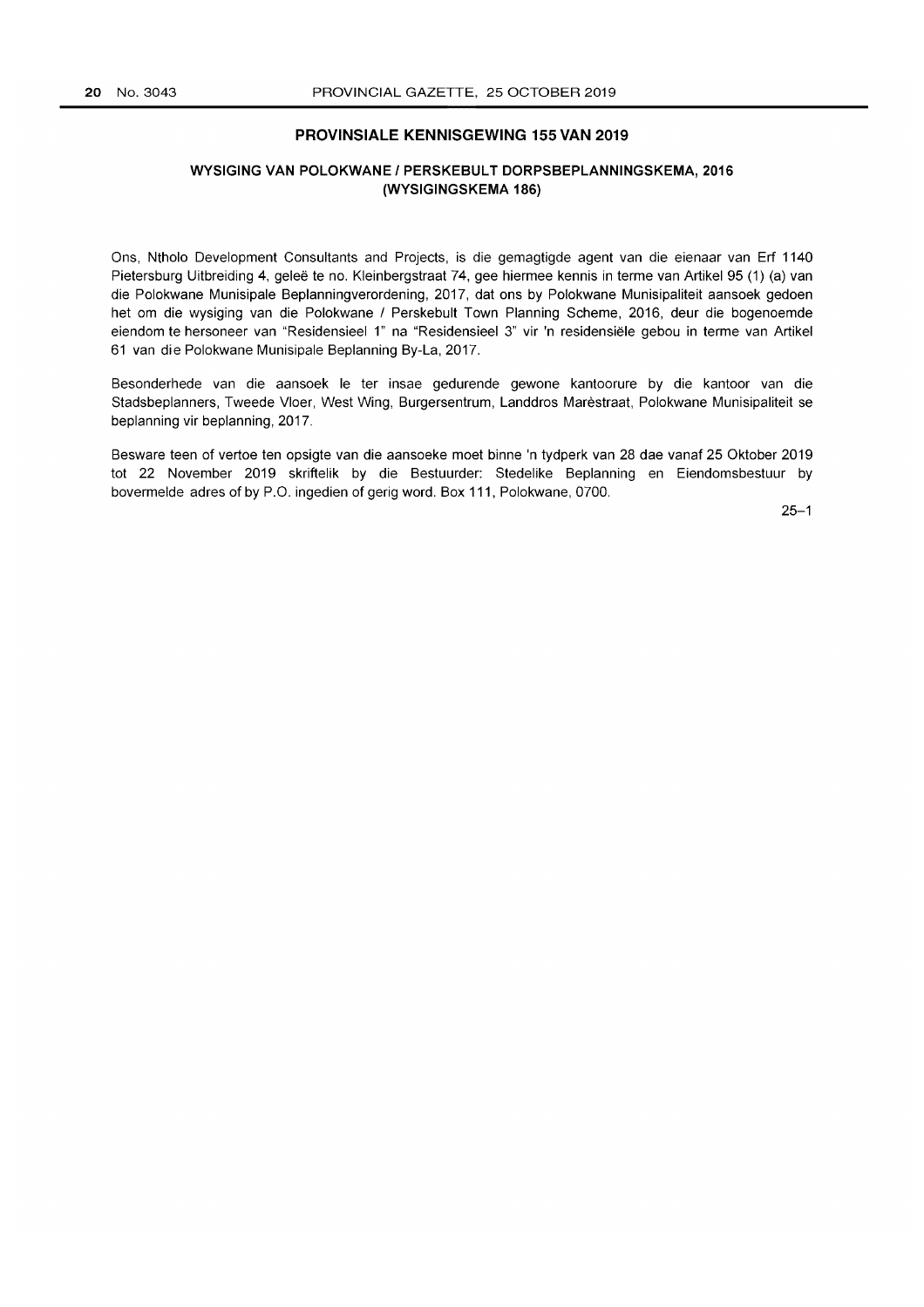## PROVINSIALE KENNISGEWING 155 VAN 2019

### WYSIGING VAN POLOKWANE / PERSKEBULT DORPSBEPLANNINGSKEMA, 2016 (WYSIGINGSKEMA 186)

Ons, Ntholo Development Consultants and Projects, is die gemagtigde agent van die eienaar van Erf 1140 Pietersburg Uitbreiding 4, geleë te no. Kleinbergstraat 74, gee hiermee kennis in terme van Artikel 95 (1) (a) van die Polokwane Munisipale Beplanningverordening, 2017, dat ons by Polokwane Munisipaliteit aansoek gedoen het om die wysiging van die Polokwane / Perskebult Town Planning Scheme, 2016, deur die bogenoemde eiendom te hersoneer van "Residensieel 1" na "Residensieel 3" vir 'n residensiële gebou in terme van Artikel 61 van die Polokwane Munisipale Beplanning By-La, 2017.

Besonderhede van die aansoek le ter insae gedurende gewone kantoorure by die kantoor van die Stadsbeplanners, Tweede Vloer, West Wing, Burgersentrum, Landdros Marèstraat, Polokwane Munisipaliteit se beplanning vir beplanning, 2017.

Besware teen of vertoe ten opsigte van die aansoeke moet binne 'n tydperk van 28 dae vanaf 25 Oktober 2019 tot 22 November 2019 skriftelik by die Bestuurder: Stedelike Beplanning en Eiendomsbestuur by bovermelde adres of by P.O. ingedien of gerig word. Box 111, Polokwane, 0700.

25–1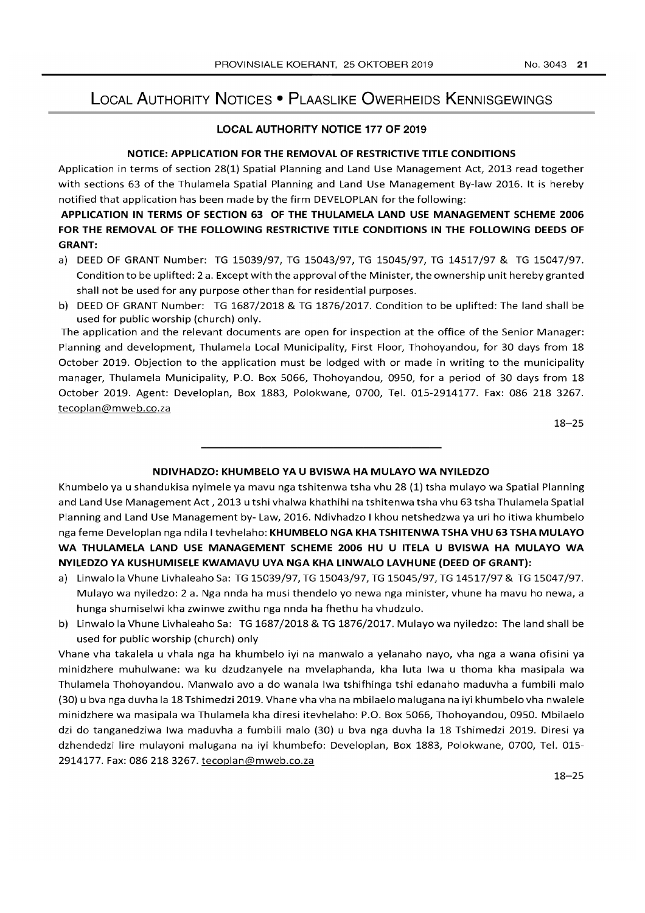# Local Authority Notices • Plaaslike Owerheids Kennisgewings

## LOCAL AUTHORITY NOTICE 177 OF 2019

**NOTICE: APPLICATION FOR THE REMOVAL OF RESTRICTIVE TITLE CONDITIONS**

Application in terms of section 28(1) Spatial Planning and Land Use Management Act, 2013 read together with sections 63 of the Thulamela Spatial Planning and Land Use Management By-law 2016. It is hereby notified that application has been made by the firm DEVELOPLAN for the following:

**APPLICATION IN TERMS OF SECTION 63 OF THE THULAMELA LAND USE MANAGEMENT SCHEME 2006 FOR THE REMOVAL OF THE FOLLOWING RESTRICTIVE TITLE CONDITIONS IN THE FOLLOWING DEEDS OF GRANT:**

a) DEED OF GRANT Number: TG 15039/97, TG 15043/97, TG 15045/97, TG 14517/97 & TG 15047/97. Condition to be uplifted: 2 a. Except with the approval of the Minister, the ownership unit hereby granted shall not be used for any purpose other than for residential purposes.

b) DEED OF GRANT Number: TG 1687/2018 & TG 1876/2017. Condition to be uplifted: The land shall be used for public worship (church) only.

The application and the relevant documents are open for inspection at the office of the Senior Manager: Planning and development, Thulamela Local Municipality, First Floor, Thohoyandou, for 30 days from 18 October 2019. Objection to the application must be lodged with or made in writing to the municipality manager, Thulamela Municipality, P.O. Box 5066, Thohoyandou, 0950, for a period of 30 days from 18 October 2019. Agent: Developlan, Box 1883, Polokwane, 0700, Tel. 015-2914177. Fax: 086 218 3267. tecoplan@mweb.co.za

18–25

---

**NDIVHADZO: KHUMBELO YA U BVISWA HA MULAYO WA NYILEDZO**

Khumbelo ya u shandukisa nyimele ya mavu nga tshitenwa tsha vhu 28 (1) tsha mulayo wa Spatial Planning and Land Use Management Act , 2013 u tshi vhalwa khathihi na tshitenwa tsha vhu 63 tsha Thulamela Spatial Planning and Land Use Management by- Law, 2016. Ndivhadzo I khou netshedzwa ya uri ho itiwa khumbelo nga feme Developlan nga ndila I tevhelaho: **KHUMBELO NGA KHA TSHITENWA TSHA VHU 63 TSHA MULAYO WA THULAMELA LAND USE MANAGEMENT SCHEME 2006 HU U ITELA U BVISWA HA MULAYO WA NYILEDZO YA KUSHUMISELE KWAMAVU UYA NGA KHA LINWALO LAVHUNE (DEED OF GRANT):**

a) Linwalo la Vhune Livhaleaho Sa: TG 15039/97, TG 15043/97, TG 15045/97, TG 14517/97 & TG 15047/97. Mulayo wa nyiledzo: 2 a. Nga nnda ha musi thendelo yo newa nga minister, vhune ha mavu ho newa, a hunga shumiselwi kha zwinwe zwithu nga nnda ha fhethu ha vhudzulo.

b) Linwalo la Vhune Livhaleaho Sa: TG 1687/2018 & TG 1876/2017. Mulayo wa nyiledzo: The land shall be used for public worship (church) only

Vhane vha takalela u vhala nga ha khumbelo iyi na manwalo a yelanaho nayo, vha nga a wana ofisini ya minidzhere muhulwane: wa ku dzudzanyele na mvelaphanda, kha luta lwa u thoma kha masipala wa Thulamela Thohoyandou. Manwalo avo a do wanala lwa tshifhinga tshi edanaho maduvha a fumbili malo (30) u bva nga duvha la 18 Tshimedzi 2019. Vhane vha vha na mbilaelo malugana na iyi khumbelo vha nwalele minidzhere wa masipala wa Thulamela kha diresi itevhelaho: P.O. Box 5066, Thohoyandou, 0950. Mbilaelo dzi do tanganedziwa lwa maduvha a fumbili malo (30) u bva nga duvha la 18 Tshimedzi 2019. Diresi ya dzhendedzi lire mulayoni malugana na iyi khumbefo: Developlan, Box 1883, Polokwane, 0700, Tel. 015-2914177. Fax: 086 218 3267. tecoplan@mweb.co.za

18–25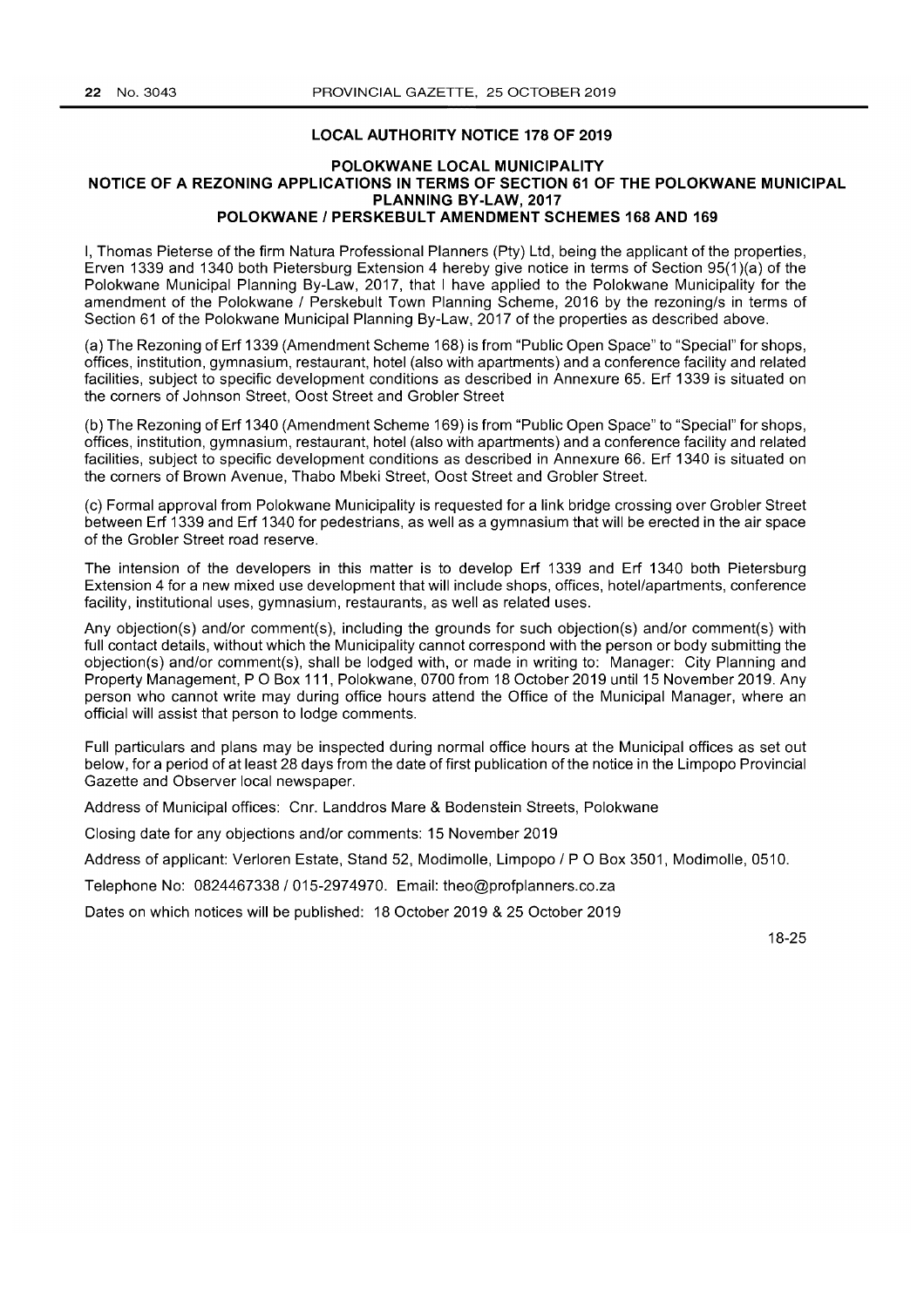## LOCAL AUTHORITY NOTICE 178 OF 2019

### POLOKWANE LOCAL MUNICIPALITY
### NOTICE OF A REZONING APPLICATIONS IN TERMS OF SECTION 61 OF THE POLOKWANE MUNICIPAL PLANNING BY-LAW, 2017
### POLOKWANE / PERSKEBULT AMENDMENT SCHEMES 168 AND 169

I, Thomas Pieterse of the firm Natura Professional Planners (Pty) Ltd, being the applicant of the properties, Erven 1339 and 1340 both Pietersburg Extension 4 hereby give notice in terms of Section 95(1)(a) of the Polokwane Municipal Planning By-Law, 2017, that I have applied to the Polokwane Municipality for the amendment of the Polokwane / Perskebult Town Planning Scheme, 2016 by the rezoning/s in terms of Section 61 of the Polokwane Municipal Planning By-Law, 2017 of the properties as described above.

(a) The Rezoning of Erf 1339 (Amendment Scheme 168) is from "Public Open Space" to "Special" for shops, offices, institution, gymnasium, restaurant, hotel (also with apartments) and a conference facility and related facilities, subject to specific development conditions as described in Annexure 65. Erf 1339 is situated on the corners of Johnson Street, Oost Street and Grobler Street

(b) The Rezoning of Erf 1340 (Amendment Scheme 169) is from "Public Open Space" to "Special" for shops, offices, institution, gymnasium, restaurant, hotel (also with apartments) and a conference facility and related facilities, subject to specific development conditions as described in Annexure 66. Erf 1340 is situated on the corners of Brown Avenue, Thabo Mbeki Street, Oost Street and Grobler Street.

(c) Formal approval from Polokwane Municipality is requested for a link bridge crossing over Grobler Street between Erf 1339 and Erf 1340 for pedestrians, as well as a gymnasium that will be erected in the air space of the Grobler Street road reserve.

The intension of the developers in this matter is to develop Erf 1339 and Erf 1340 both Pietersburg Extension 4 for a new mixed use development that will include shops, offices, hotel/apartments, conference facility, institutional uses, gymnasium, restaurants, as well as related uses.

Any objection(s) and/or comment(s), including the grounds for such objection(s) and/or comment(s) with full contact details, without which the Municipality cannot correspond with the person or body submitting the objection(s) and/or comment(s), shall be lodged with, or made in writing to: Manager: City Planning and Property Management, P O Box 111, Polokwane, 0700 from 18 October 2019 until 15 November 2019. Any person who cannot write may during office hours attend the Office of the Municipal Manager, where an official will assist that person to lodge comments.

Full particulars and plans may be inspected during normal office hours at the Municipal offices as set out below, for a period of at least 28 days from the date of first publication of the notice in the Limpopo Provincial Gazette and Observer local newspaper.

Address of Municipal offices: Cnr. Landdros Mare & Bodenstein Streets, Polokwane

Closing date for any objections and/or comments: 15 November 2019

Address of applicant: Verloren Estate, Stand 52, Modimolle, Limpopo / P O Box 3501, Modimolle, 0510.

Telephone No: 0824467338 / 015-2974970. Email: theo@profplanners.co.za

Dates on which notices will be published: 18 October 2019 & 25 October 2019

18-25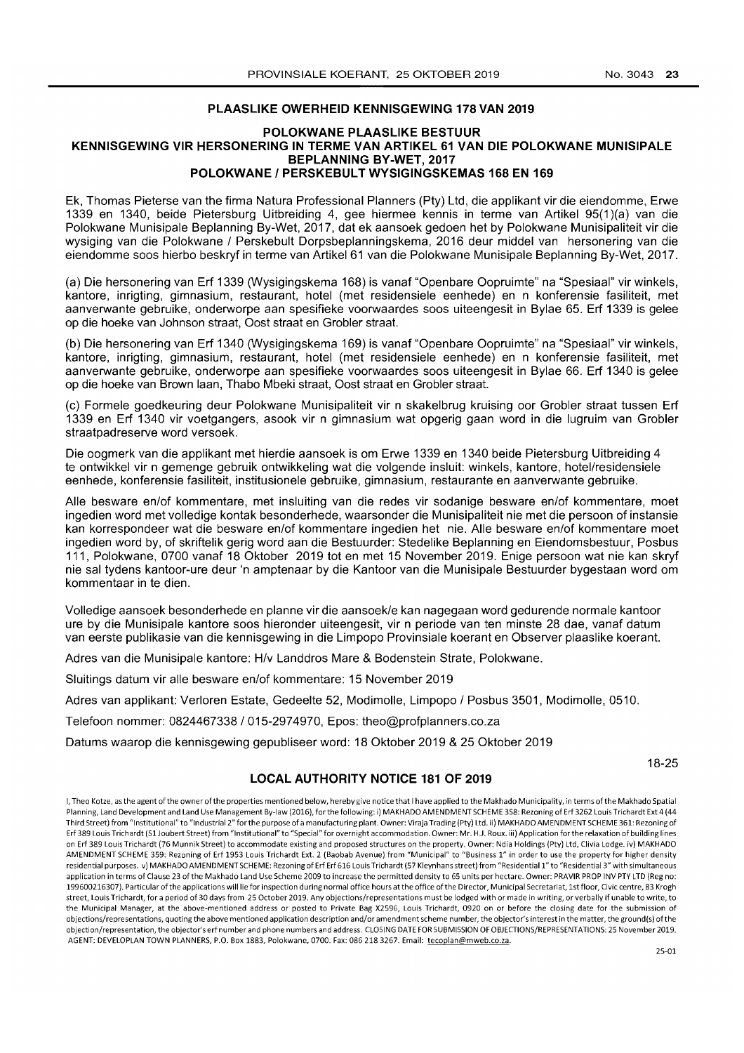## PLAASLIKE OWERHEID KENNISGEWING 178 VAN 2019

### POLOKWANE PLAASLIKE BESTUUR
### KENNISGEWING VIR HERSONERING IN TERME VAN ARTIKEL 61 VAN DIE POLOKWANE MUNISIPALE BEPLANNING BY-WET, 2017
### POLOKWANE / PERSKEBULT WYSIGINGSKEMAS 168 EN 169

Ek, Thomas Pieterse van the firma Natura Professional Planners (Pty) Ltd, die applikant vir die eiendomme, Erwe 1339 en 1340, beide Pietersburg Uitbreiding 4, gee hiermee kennis in terme van Artikel 95(1)(a) van die Polokwane Munisipale Beplanning By-Wet, 2017, dat ek aansoek gedoen het by Polokwane Munisipaliteit vir die wysiging van die Polokwane / Perskebult Dorpsbeplanningskema, 2016 deur middel van hersonering van die eiendomme soos hierbo beskryf in terme van Artikel 61 van die Polokwane Munisipale Beplanning By-Wet, 2017.

(a) Die hersonering van Erf 1339 (Wysigingskema 168) is vanaf "Openbare Oopruimte" na "Spesiaal" vir winkels, kantore, inrigting, gimnasium, restaurant, hotel (met residensiele eenhede) en n konferensie fasiliteit, met aanverwante gebruike, onderworpe aan spesifieke voorwaardes soos uiteengesit in Bylae 65. Erf 1339 is gelee op die hoeke van Johnson straat, Oost straat en Grobler straat.

(b) Die hersonering van Erf 1340 (Wysigingskema 169) is vanaf "Openbare Oopruimte" na "Spesiaal" vir winkels, kantore, inrigting, gimnasium, restaurant, hotel (met residensiele eenhede) en n konferensie fasiliteit, met aanverwante gebruike, onderworpe aan spesifieke voorwaardes soos uiteengesit in Bylae 66. Erf 1340 is gelee op die hoeke van Brown laan, Thabo Mbeki straat, Oost straat en Grobler straat.

(c) Formele goedkeuring deur Polokwane Munisipaliteit vir n skakelbrug kruising oor Grobler straat tussen Erf 1339 en Erf 1340 vir voetgangers, asook vir n gimnasium wat opgerig gaan word in die lugruim van Grobler straatpadreserve word versoek.

Die oogmerk van die applikant met hierdie aansoek is om Erwe 1339 en 1340 beide Pietersburg Uitbreiding 4 te ontwikkel vir n gemenge gebruik ontwikkeling wat die volgende insluit: winkels, kantore, hotel/residensiele eenhede, konferensie fasiliteit, institusionele gebruike, gimnasium, restaurante en aanverwante gebruike.

Alle besware en/of kommentare, met insluiting van die redes vir sodanige besware en/of kommentare, moet ingedien word met volledige kontak besonderhede, waarsonder die Munisipaliteit nie met die persoon of instansie kan korrespondeer wat die besware en/of kommentare ingedien het nie. Alle besware en/of kommentare moet ingedien word by, of skriftelik gerig word aan die Bestuurder: Stedelike Beplanning en Eiendomsbestuur, Posbus 111, Polokwane, 0700 vanaf 18 Oktober 2019 tot en met 15 November 2019. Enige persoon wat nie kan skryf nie sal tydens kantoor-ure deur 'n amptenaar by die Kantoor van die Munisipale Bestuurder bygestaan word om kommentaar in te dien.

Volledige aansoek besonderhede en planne vir die aansoek/e kan nagegaan word gedurende normale kantoor ure by die Munisipale kantore soos hieronder uiteengesit, vir n periode van ten minste 28 dae, vanaf datum van eerste publikasie van die kennisgewing in die Limpopo Provinsiale koerant en Observer plaaslike koerant.

Adres van die Munisipale kantore: H/v Landdros Mare & Bodenstein Strate, Polokwane.

Sluitings datum vir alle besware en/of kommentare: 15 November 2019

Adres van applikant: Verloren Estate, Gedeelte 52, Modimolle, Limpopo / Posbus 3501, Modimolle, 0510.

Telefoon nommer: 0824467338 / 015-2974970, Epos: theo@profplanners.co.za

Datums waarop die kennisgewing gepubliseer word: 18 Oktober 2019 & 25 Oktober 2019

18-25

## LOCAL AUTHORITY NOTICE 181 OF 2019

I, Theo Kotze, as the agent of the owner of the properties mentioned below, hereby give notice that I have applied to the Makhado Municipality, in terms of the Makhado Spatial Planning, Land Development and Land Use Management By-law (2016), for the following: i) MAKHADO AMENDMENT SCHEME 358: Rezoning of Erf 3262 Louis Trichardt Ext 4 (44 Third Street) from "Institutional" to "Industrial 2" for the purpose of a manufacturing plant. Owner: Viraja Trading (Pty) Ltd. ii) MAKHADO AMENDMENT SCHEME 361: Rezoning of Erf 389 Louis Trichardt (51 Joubert Street) from "Institutional" to "Special" for overnight accommodation. Owner: Mr. H.J. Roux. iii) Application for the relaxation of building lines on Erf 389 Louis Trichardt (76 Munnik Street) to accommodate existing and proposed structures on the property. Owner: Ndia Holdings (Pty) Ltd, Clivia Lodge. iv) MAKHADO AMENDMENT SCHEME 359: Rezoning of Erf 1953 Louis Trichardt Ext. 2 (Baobab Avenue) from "Municipal" to "Business 1" in order to use the property for higher density residential purposes. v) MAKHADO AMENDMENT SCHEME: Rezoning of Erf Erf 616 Louis Trichardt (57 Kleynhans street) from "Residential 1" to "Residential 3" with simultaneous application in terms of Clause 23 of the Makhado Land Use Scheme 2009 to increase the permitted density to 65 units per hectare. Owner: PRAVIR PROP INV PTY LTD (Reg no: 199600216307). Particular of the applications will lie for inspection during normal office hours at the office of the Director, Municipal Secretariat, 1st floor, Civic centre, 83 Krogh street, Louis Trichardt, for a period of 30 days from 25 October 2019. Any objections/representations must be lodged with or made in writing, or verbally if unable to write, to the Municipal Manager, at the above-mentioned address or posted to Private Bag X2596, Louis Trichardt, 0920 on or before the closing date for the submission of objections/representations, quoting the above mentioned application description and/or amendment scheme number, the objector's interest in the matter, the ground(s) of the objection/representation, the objector's erf number and phone numbers and address. CLOSING DATE FOR SUBMISSION OF OBJECTIONS/REPRESENTATIONS: 25 November 2019. AGENT: DEVELOPLAN TOWN PLANNERS, P.O. Box 1883, Polokwane, 0700. Fax: 086 218 3267. Email: tecoplan@mweb.co.za.

25-01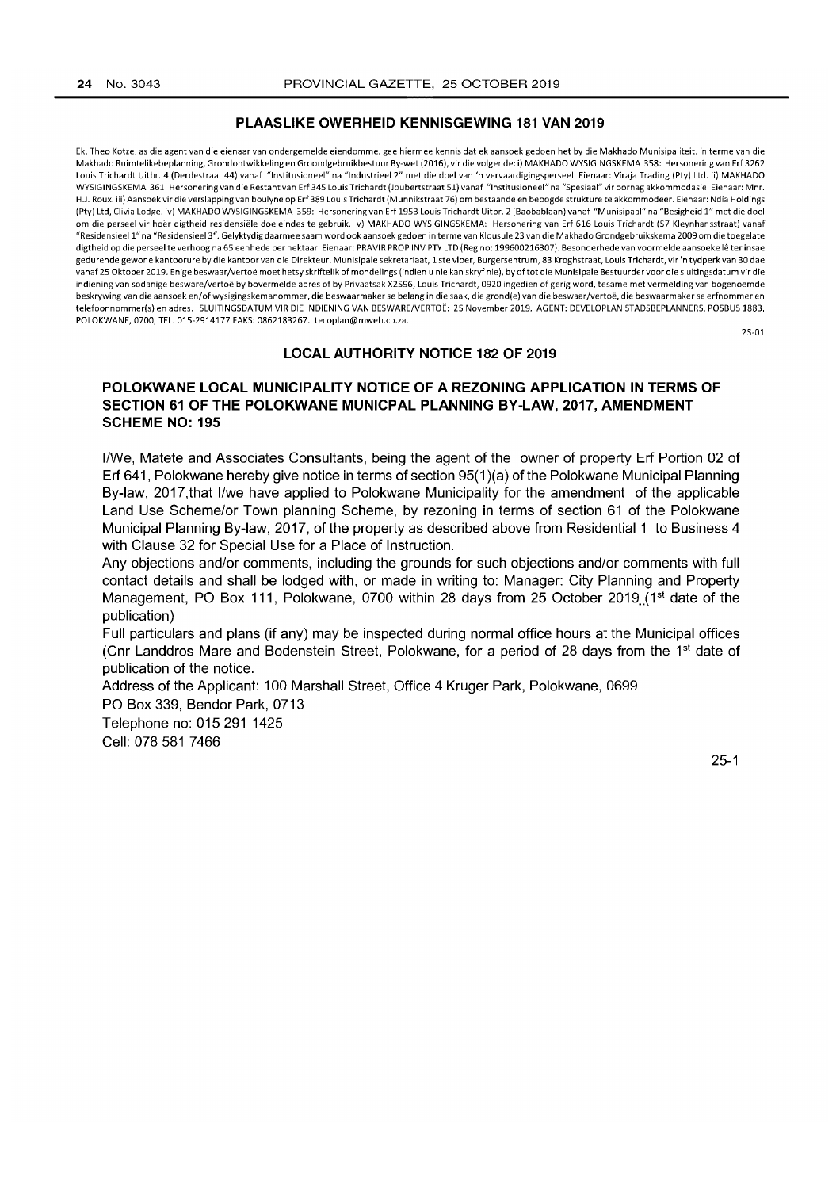## PLAASLIKE OWERHEID KENNISGEWING 181 VAN 2019

Ek, Theo Kotze, as die agent van die eienaar van ondergemelde eiendomme, gee hiermee kennis dat ek aansoek gedoen het by die Makhado Munisipaliteit, in terme van die Makhado Ruimtelikebeplanning, Grondontwikkeling en Grondgebruikbestuur By-wet (2016), vir die volgende: i) MAKHADO WYSIGINGSKEMA 358: Hersonering van Erf 3262 Louis Trichardt Uitbr. 4 (Derdestraat 44) vanaf "Institusioneel" na "Industrieel 2" met die doel van 'n vervaardigingsperseel. Eienaar: Viraja Trading (Pty) Ltd. ii) MAKHADO WYSIGINGSKEMA 361: Hersonering van die Restant van Erf 345 Louis Trichardt (Joubertstraat 51) vanaf "Institusioneel" na "Spesiaal" vir oornag akkommodasie. Eienaar: Mnr. H.J. Roux. iii) Aansoek vir die verslapping van boulyne op Erf 389 Louis Trichardt (Munnikstraat 76) om bestaande en beoogde strukture te akkommodeer. Eienaar: Ndia Holdings (Pty) Ltd, Clivia Lodge. iv) MAKHADO WYSIGINGSKEMA 359: Hersonering van Erf 1953 Louis Trichardt Uitbr. 2 (Baobablaan) vanaf "Munisipaal" na "Besigheid 1" met die doel om die perseel vir hoër digtheid residensiële doeleindes te gebruik. v) MAKHADO WYSIGINGSKEMA: Hersonering van Erf 616 Louis Trichardt (57 Kleynhansstraat) vanaf "Residensieel 1" na "Residensieel 3". Gelyktydig daarmee saam word ook aansoek gedoen in terme van Klousule 23 van die Makhado Grondgebruikskema 2009 om die toegelate digtheid op die perseel te verhoog na 65 eenhede per hektaar. Eienaar: PRAVIR PROP INV PTY LTD (Reg no: 199600216307). Besonderhede van voormelde aansoeke lê ter insae gedurende gewone kantoorure by die kantoor van die Direkteur, Munisipale sekretariaat, 1 ste vloer, Burgersentrum, 83 Kroghstraat, Louis Trichardt, vir 'n tydperk van 30 dae vanaf 25 Oktober 2019. Enige beswaar/vertoë moet hetsy skriftelik of mondelings (indien u nie kan skryf nie), by of tot die Munisipale Bestuurder voor die sluitingsdatum vir die indiening van sodanige besware/vertoë by bovermelde adres of by Privaatsak X2596, Louis Trichardt, 0920 ingedien of gerig word, tesame met vermelding van bogenoemde beskrywing van die aansoek en/of wysigingskemanommer, die beswaarmaker se belang in die saak, die grond(e) van die beswaar/vertoë, die beswaarmaker se erfnommer en telefoonnommer(s) en adres. SLUITINGSDATUM VIR DIE INDIENING VAN BESWARE/VERTOË: 25 November 2019. AGENT: DEVELOPLAN STADSBEPLANNERS, POSBUS 1883, POLOKWANE, 0700, TEL. 015-2914177 FAKS: 0862183267. tecoplan@mweb.co.za.

25-01

## LOCAL AUTHORITY NOTICE 182 OF 2019

### POLOKWANE LOCAL MUNICIPALITY NOTICE OF A REZONING APPLICATION IN TERMS OF SECTION 61 OF THE POLOKWANE MUNICPAL PLANNING BY-LAW, 2017, AMENDMENT SCHEME NO: 195

I/We, Matete and Associates Consultants, being the agent of the owner of property Erf Portion 02 of Erf 641, Polokwane hereby give notice in terms of section 95(1)(a) of the Polokwane Municipal Planning By-law, 2017,that I/we have applied to Polokwane Municipality for the amendment of the applicable Land Use Scheme/or Town planning Scheme, by rezoning in terms of section 61 of the Polokwane Municipal Planning By-law, 2017, of the property as described above from Residential 1 to Business 4 with Clause 32 for Special Use for a Place of Instruction.

Any objections and/or comments, including the grounds for such objections and/or comments with full contact details and shall be lodged with, or made in writing to: Manager: City Planning and Property Management, PO Box 111, Polokwane, 0700 within 28 days from 25 October 2019 (1st date of the publication)

Full particulars and plans (if any) may be inspected during normal office hours at the Municipal offices (Cnr Landdros Mare and Bodenstein Street, Polokwane, for a period of 28 days from the 1st date of publication of the notice.

Address of the Applicant: 100 Marshall Street, Office 4 Kruger Park, Polokwane, 0699

PO Box 339, Bendor Park, 0713

Telephone no: 015 291 1425

Cell: 078 581 7466

25-1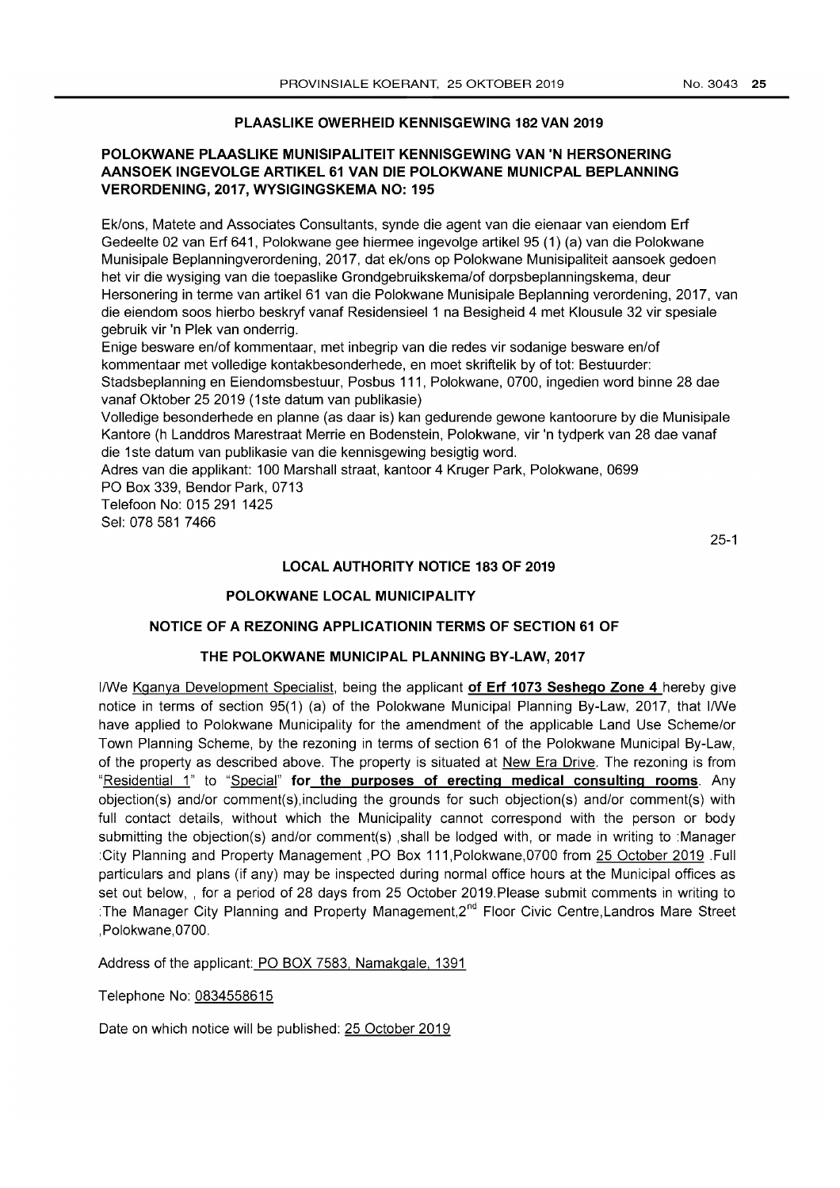## PLAASLIKE OWERHEID KENNISGEWING 182 VAN 2019

### POLOKWANE PLAASLIKE MUNISIPALITEIT KENNISGEWING VAN 'N HERSONERING AANSOEK INGEVOLGE ARTIKEL 61 VAN DIE POLOKWANE MUNICPAL BEPLANNING VERORDENING, 2017, WYSIGINGSKEMA NO: 195

Ek/ons, Matete and Associates Consultants, synde die agent van die eienaar van eiendom Erf Gedeelte 02 van Erf 641, Polokwane gee hiermee ingevolge artikel 95 (1) (a) van die Polokwane Munisipale Beplanningverordening, 2017, dat ek/ons op Polokwane Munisipaliteit aansoek gedoen het vir die wysiging van die toepaslike Grondgebruikskema/of dorpsbeplanningskema, deur Hersonering in terme van artikel 61 van die Polokwane Munisipale Beplanning verordening, 2017, van die eiendom soos hierbo beskryf vanaf Residensieel 1 na Besigheid 4 met Klousule 32 vir spesiale gebruik vir 'n Plek van onderrig.
Enige besware en/of kommentaar, met inbegrip van die redes vir sodanige besware en/of kommentaar met volledige kontakbesonderhede, en moet skriftelik by of tot: Bestuurder: Stadsbeplanning en Eiendomsbestuur, Posbus 111, Polokwane, 0700, ingedien word binne 28 dae vanaf Oktober 25 2019 (1ste datum van publikasie)
Volledige besonderhede en planne (as daar is) kan gedurende gewone kantoorure by die Munisipale Kantore (h Landdros Marestraat Merrie en Bodenstein, Polokwane, vir 'n tydperk van 28 dae vanaf die 1ste datum van publikasie van die kennisgewing besigtig word.
Adres van die applikant: 100 Marshall straat, kantoor 4 Kruger Park, Polokwane, 0699
PO Box 339, Bendor Park, 0713
Telefoon No: 015 291 1425
Sel: 078 581 7466

25-1

## LOCAL AUTHORITY NOTICE 183 OF 2019

### POLOKWANE LOCAL MUNICIPALITY

### NOTICE OF A REZONING APPLICATIONIN TERMS OF SECTION 61 OF THE POLOKWANE MUNICIPAL PLANNING BY-LAW, 2017

I/We Kganya Development Specialist, being the applicant **of Erf 1073 Seshego Zone 4** hereby give notice in terms of section 95(1) (a) of the Polokwane Municipal Planning By-Law, 2017, that I/We have applied to Polokwane Municipality for the amendment of the applicable Land Use Scheme/or Town Planning Scheme, by the rezoning in terms of section 61 of the Polokwane Municipal By-Law, of the property as described above. The property is situated at New Era Drive. The rezoning is from "Residential 1" to "Special" **for the purposes of erecting medical consulting rooms**. Any objection(s) and/or comment(s),including the grounds for such objection(s) and/or comment(s) with full contact details, without which the Municipality cannot correspond with the person or body submitting the objection(s) and/or comment(s) ,shall be lodged with, or made in writing to :Manager :City Planning and Property Management ,PO Box 111,Polokwane,0700 from 25 October 2019 .Full particulars and plans (if any) may be inspected during normal office hours at the Municipal offices as set out below, , for a period of 28 days from 25 October 2019.Please submit comments in writing to :The Manager City Planning and Property Management,2nd Floor Civic Centre,Landros Mare Street ,Polokwane,0700.

Address of the applicant: PO BOX 7583, Namakgale, 1391

Telephone No: 0834558615

Date on which notice will be published: 25 October 2019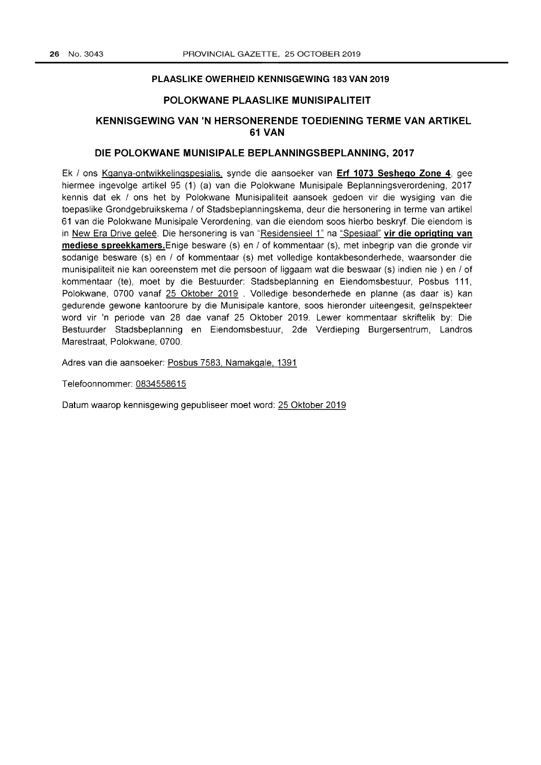## PLAASLIKE OWERHEID KENNISGEWING 183 VAN 2019

## POLOKWANE PLAASLIKE MUNISIPALITEIT

## KENNISGEWING VAN 'N HERSONERENDE TOEDIENING TERME VAN ARTIKEL 61 VAN

## DIE POLOKWANE MUNISIPALE BEPLANNINGSBEPLANNING, 2017

Ek / ons Kganya-ontwikkelingspesialis, synde die aansoeker van **Erf 1073 Seshego Zone 4**, gee hiermee ingevolge artikel 95 (1) (a) van die Polokwane Munisipale Beplanningsverordening, 2017 kennis dat ek / ons het by Polokwane Munisipaliteit aansoek gedoen vir die wysiging van die toepaslike Grondgebruikskema / of Stadsbeplanningskema, deur die hersonering in terme van artikel 61 van die Polokwane Munisipale Verordening, van die eiendom soos hierbo beskryf. Die eiendom is in New Era Drive geleë. Die hersonering is van "Residensieel 1" na "Spesiaal" **vir die oprigting van mediese spreekkamers.** Enige besware (s) en / of kommentaar (s), met inbegrip van die gronde vir sodanige besware (s) en / of kommentaar (s) met volledige kontakbesonderhede, waarsonder die munisipaliteit nie kan ooreenstem met die persoon of liggaam wat die beswaar (s) indien nie ) en / of kommentaar (te), moet by die Bestuurder: Stadsbeplanning en Eiendomsbestuur, Posbus 111, Polokwane, 0700 vanaf 25 Oktober 2019 . Volledige besonderhede en planne (as daar is) kan gedurende gewone kantoorure by die Munisipale kantore, soos hieronder uiteengesit, geïnspekteer word vir 'n periode van 28 dae vanaf 25 Oktober 2019. Lewer kommentaar skriftelik by: Die Bestuurder Stadsbeplanning en Eiendomsbestuur, 2de Verdieping Burgersentrum, Landros Marestraat, Polokwane, 0700.

Adres van die aansoeker: Posbus 7583, Namakgale, 1391

Telefoonnommer: 0834558615

Datum waarop kennisgewing gepubliseer moet word: 25 Oktober 2019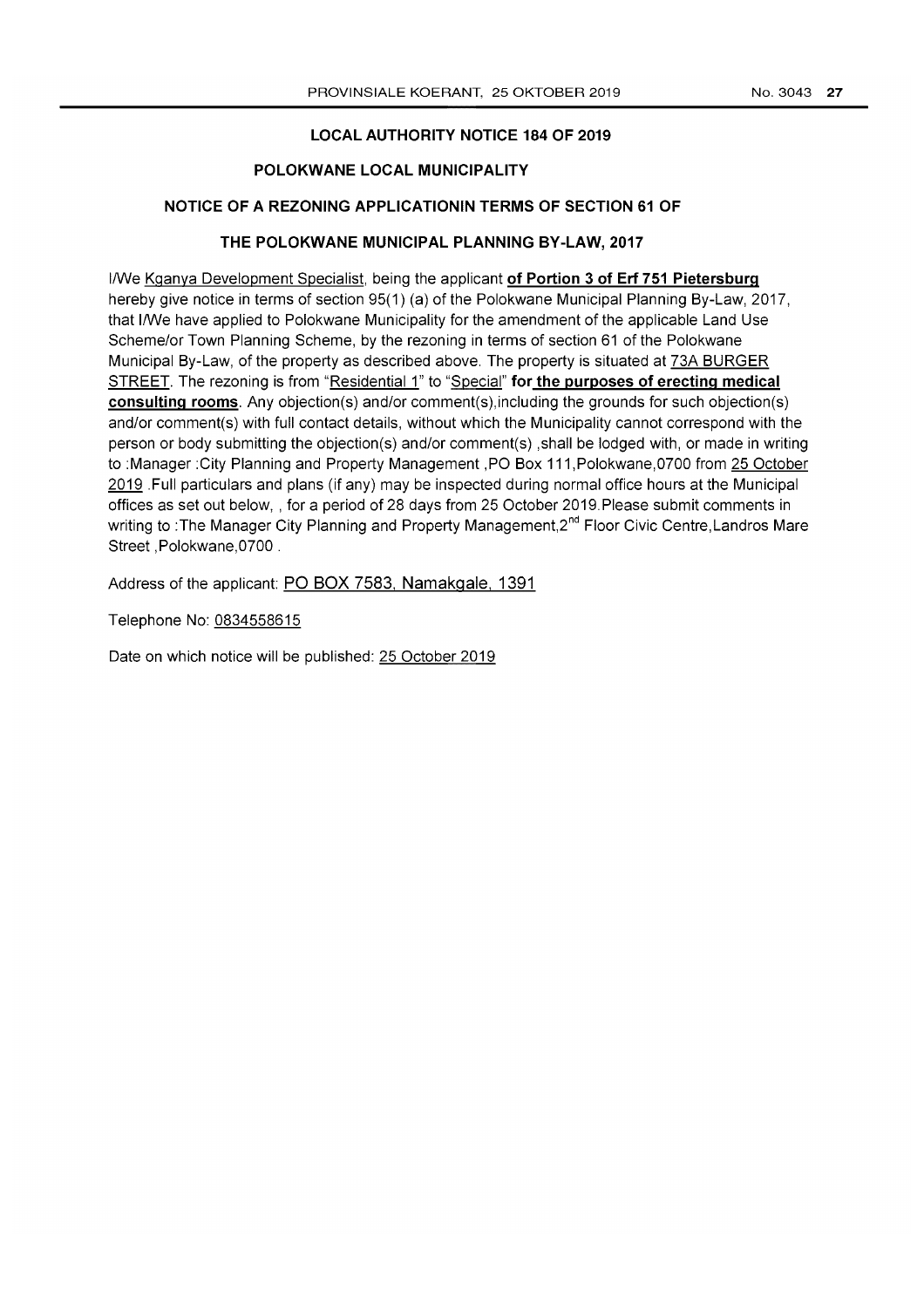## LOCAL AUTHORITY NOTICE 184 OF 2019

### POLOKWANE LOCAL MUNICIPALITY

### NOTICE OF A REZONING APPLICATIONIN TERMS OF SECTION 61 OF THE POLOKWANE MUNICIPAL PLANNING BY-LAW, 2017

I/We Kganya Development Specialist, being the applicant **of Portion 3 of Erf 751 Pietersburg** hereby give notice in terms of section 95(1) (a) of the Polokwane Municipal Planning By-Law, 2017, that I/We have applied to Polokwane Municipality for the amendment of the applicable Land Use Scheme/or Town Planning Scheme, by the rezoning in terms of section 61 of the Polokwane Municipal By-Law, of the property as described above. The property is situated at 73A BURGER STREET. The rezoning is from "Residential 1" to "Special" **for the purposes of erecting medical consulting rooms**. Any objection(s) and/or comment(s),including the grounds for such objection(s) and/or comment(s) with full contact details, without which the Municipality cannot correspond with the person or body submitting the objection(s) and/or comment(s) ,shall be lodged with, or made in writing to :Manager :City Planning and Property Management ,PO Box 111,Polokwane,0700 from 25 October 2019 .Full particulars and plans (if any) may be inspected during normal office hours at the Municipal offices as set out below, , for a period of 28 days from 25 October 2019.Please submit comments in writing to :The Manager City Planning and Property Management,2nd Floor Civic Centre,Landros Mare Street ,Polokwane,0700 .

Address of the applicant: PO BOX 7583, Namakgale, 1391

Telephone No: 0834558615

Date on which notice will be published: 25 October 2019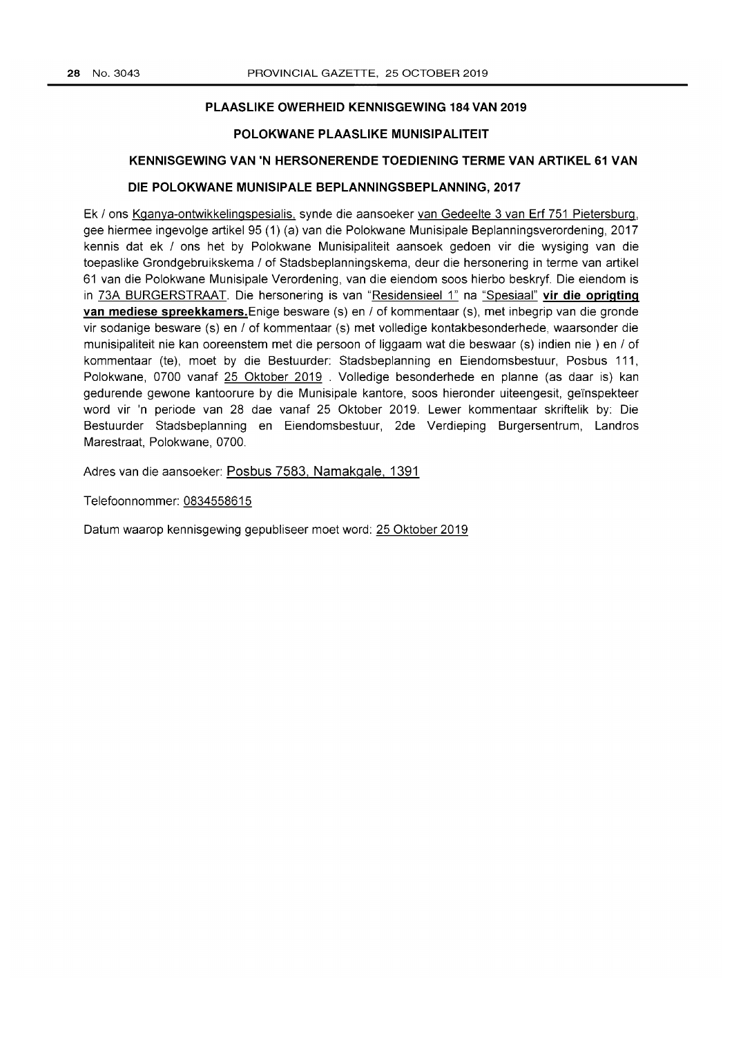## PLAASLIKE OWERHEID KENNISGEWING 184 VAN 2019

## POLOKWANE PLAASLIKE MUNISIPALITEIT

## KENNISGEWING VAN 'N HERSONERENDE TOEDIENING TERME VAN ARTIKEL 61 VAN DIE POLOKWANE MUNISIPALE BEPLANNINGSBEPLANNING, 2017

Ek / ons Kganya-ontwikkelingspesialis, synde die aansoeker van Gedeelte 3 van Erf 751 Pietersburg, gee hiermee ingevolge artikel 95 (1) (a) van die Polokwane Munisipale Beplanningsverordening, 2017 kennis dat ek / ons het by Polokwane Munisipaliteit aansoek gedoen vir die wysiging van die toepaslike Grondgebruikskema / of Stadsbeplanningskema, deur die hersonering in terme van artikel 61 van die Polokwane Munisipale Verordening, van die eiendom soos hierbo beskryf. Die eiendom is in 73A BURGERSTRAAT. Die hersonering is van "Residensieel 1" na "Spesiaal" **vir die oprigting van mediese spreekkamers.** Enige besware (s) en / of kommentaar (s), met inbegrip van die gronde vir sodanige besware (s) en / of kommentaar (s) met volledige kontakbesonderhede, waarsonder die munisipaliteit nie kan ooreenstem met die persoon of liggaam wat die beswaar (s) indien nie ) en / of kommentaar (te), moet by die Bestuurder: Stadsbeplanning en Eiendomsbestuur, Posbus 111, Polokwane, 0700 vanaf 25 Oktober 2019 . Volledige besonderhede en planne (as daar is) kan gedurende gewone kantoorure by die Munisipale kantore, soos hieronder uiteengesit, geïnspekteer word vir 'n periode van 28 dae vanaf 25 Oktober 2019. Lewer kommentaar skriftelik by: Die Bestuurder Stadsbeplanning en Eiendomsbestuur, 2de Verdieping Burgersentrum, Landros Marestraat, Polokwane, 0700.

Adres van die aansoeker: Posbus 7583, Namakgale, 1391

Telefoonnommer: 0834558615

Datum waarop kennisgewing gepubliseer moet word: 25 Oktober 2019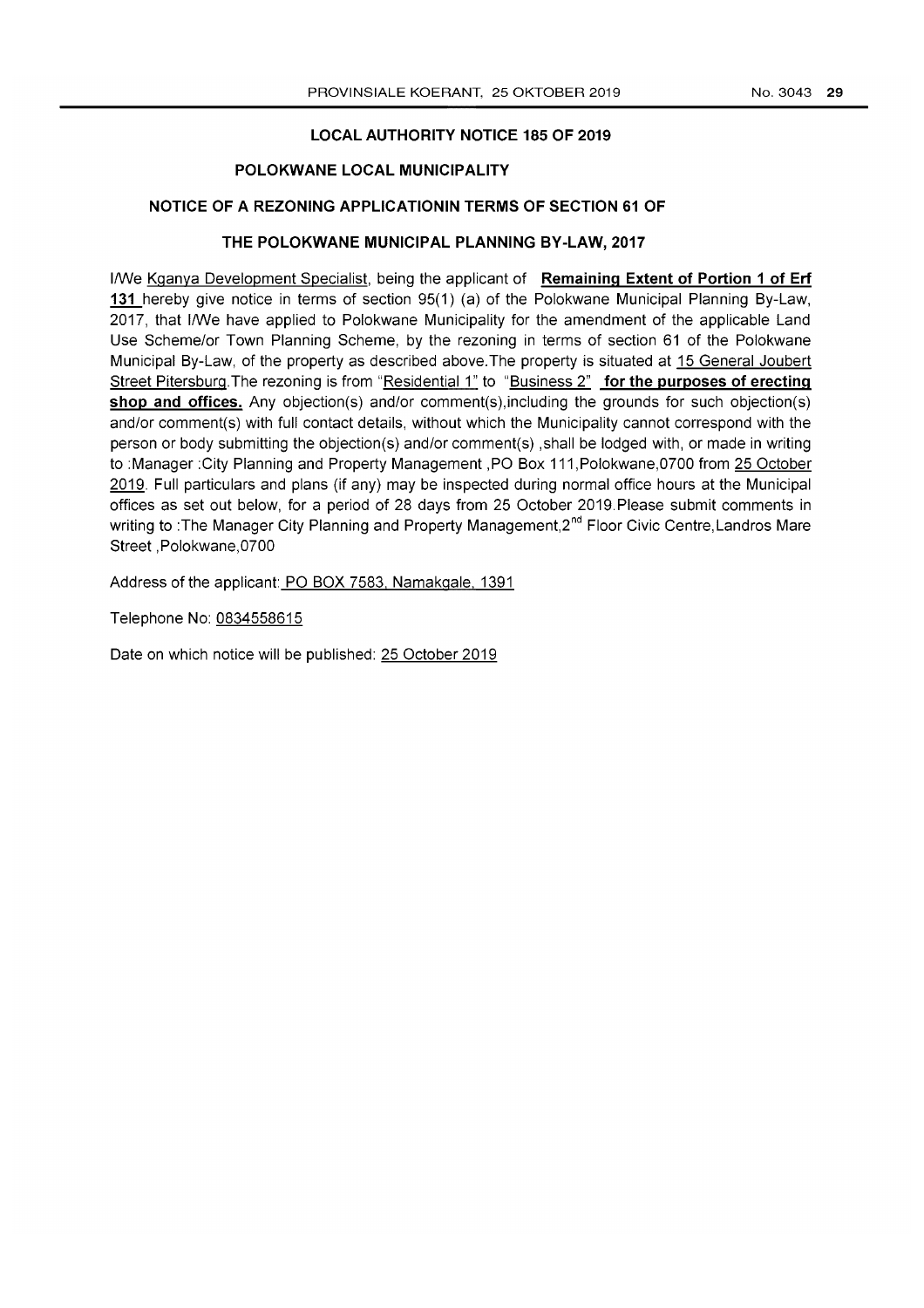## LOCAL AUTHORITY NOTICE 185 OF 2019

### POLOKWANE LOCAL MUNICIPALITY

### NOTICE OF A REZONING APPLICATIONIN TERMS OF SECTION 61 OF THE POLOKWANE MUNICIPAL PLANNING BY-LAW, 2017

I/We Kganya Development Specialist, being the applicant of **Remaining Extent of Portion 1 of Erf 131** hereby give notice in terms of section 95(1) (a) of the Polokwane Municipal Planning By-Law, 2017, that I/We have applied to Polokwane Municipality for the amendment of the applicable Land Use Scheme/or Town Planning Scheme, by the rezoning in terms of section 61 of the Polokwane Municipal By-Law, of the property as described above.The property is situated at 15 General Joubert Street Pitersburg.The rezoning is from "Residential 1" to "Business 2" **for the purposes of erecting shop and offices.** Any objection(s) and/or comment(s),including the grounds for such objection(s) and/or comment(s) with full contact details, without which the Municipality cannot correspond with the person or body submitting the objection(s) and/or comment(s) ,shall be lodged with, or made in writing to :Manager :City Planning and Property Management ,PO Box 111,Polokwane,0700 from 25 October 2019. Full particulars and plans (if any) may be inspected during normal office hours at the Municipal offices as set out below, for a period of 28 days from 25 October 2019.Please submit comments in writing to :The Manager City Planning and Property Management,2nd Floor Civic Centre,Landros Mare Street ,Polokwane,0700

Address of the applicant: PO BOX 7583, Namakgale, 1391

Telephone No: 0834558615

Date on which notice will be published: 25 October 2019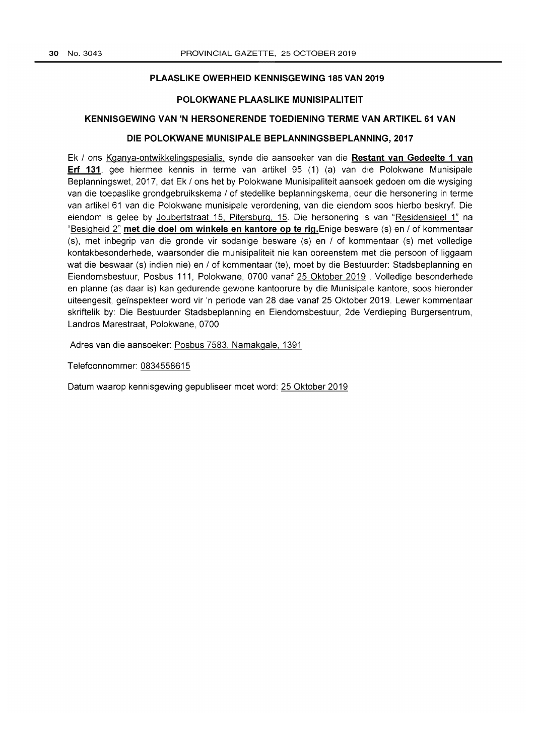## PLAASLIKE OWERHEID KENNISGEWING 185 VAN 2019

### POLOKWANE PLAASLIKE MUNISIPALITEIT

### KENNISGEWING VAN 'N HERSONERENDE TOEDIENING TERME VAN ARTIKEL 61 VAN DIE POLOKWANE MUNISIPALE BEPLANNINGSBEPLANNING, 2017

Ek / ons Kganya-ontwikkelingspesialis, synde die aansoeker van die **Restant van Gedeelte 1 van Erf 131**, gee hiermee kennis in terme van artikel 95 (1) (a) van die Polokwane Munisipale Beplanningswet, 2017, dat Ek / ons het by Polokwane Munisipaliteit aansoek gedoen om die wysiging van die toepaslike grondgebruikskema / of stedelike beplanningskema, deur die hersonering in terme van artikel 61 van die Polokwane munisipale verordening, van die eiendom soos hierbo beskryf. Die eiendom is gelee by Joubertstraat 15, Pitersburg, 15. Die hersonering is van "Residensieel 1" na "Besigheid 2" **met die doel om winkels en kantore op te rig.** Enige besware (s) en / of kommentaar (s), met inbegrip van die gronde vir sodanige besware (s) en / of kommentaar (s) met volledige kontakbesonderhede, waarsonder die munisipaliteit nie kan ooreenstem met die persoon of liggaam wat die beswaar (s) indien nie) en / of kommentaar (te), moet by die Bestuurder: Stadsbeplanning en Eiendomsbestuur, Posbus 111, Polokwane, 0700 vanaf 25 Oktober 2019 . Volledige besonderhede en planne (as daar is) kan gedurende gewone kantoorure by die Munisipale kantore, soos hieronder uiteengesit, geïnspekteer word vir 'n periode van 28 dae vanaf 25 Oktober 2019. Lewer kommentaar skriftelik by: Die Bestuurder Stadsbeplanning en Eiendomsbestuur, 2de Verdieping Burgersentrum, Landros Marestraat, Polokwane, 0700

Adres van die aansoeker: Posbus 7583, Namakgale, 1391

Telefoonnommer: 0834558615

Datum waarop kennisgewing gepubliseer moet word: 25 Oktober 2019